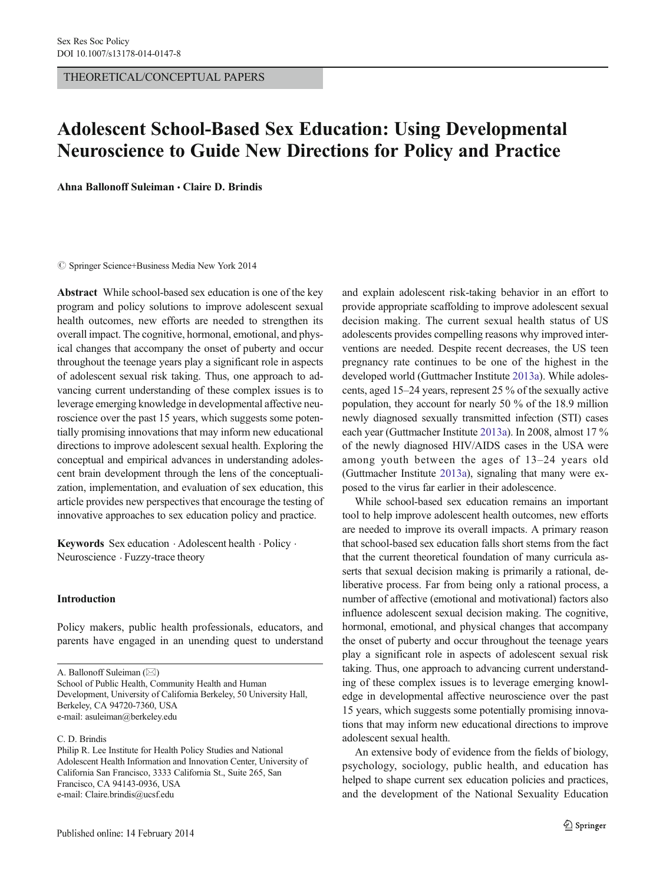THEORETICAL/CONCEPTUAL PAPERS

# Adolescent School-Based Sex Education: Using Developmental Neuroscience to Guide New Directions for Policy and Practice

**Ahna Ballonoff Suleiman · Claire D. Brindis**

© Springer Science+Business Media New York 2014

**Abstract** While school-based sex education is one of the key program and policy solutions to improve adolescent sexual health outcomes, new efforts are needed to strengthen its overall impact. The cognitive, hormonal, emotional, and physical changes that accompany the onset of puberty and occur throughout the teenage years play a significant role in aspects of adolescent sexual risk taking. Thus, one approach to advancing current understanding of these complex issues is to leverage emerging knowledge in developmental affective neuroscience over the past 15 years, which suggests some potentially promising innovations that may inform new educational directions to improve adolescent sexual health. Exploring the conceptual and empirical advances in understanding adolescent brain development through the lens of the conceptualization, implementation, and evaluation of sex education, this article provides new perspectives that encourage the testing of innovative approaches to sex education policy and practice.

**Keywords** Sex education · Adolescent health · Policy · Neuroscience · Fuzzy-trace theory

## Introduction

Policy makers, public health professionals, educators, and parents have engaged in an unending quest to understand and explain adolescent risk-taking behavior in an effort to provide appropriate scaffolding to improve adolescent sexual decision making. The current sexual health status of US adolescents provides compelling reasons why improved interventions are needed. Despite recent decreases, the US teen pregnancy rate continues to be one of the highest in the developed world (Guttmacher Institute 2013a). While adolescents, aged 15–24 years, represent 25 % of the sexually active population, they account for nearly 50 % of the 18.9 million newly diagnosed sexually transmitted infection (STI) cases each year (Guttmacher Institute 2013a). In 2008, almost 17 % of the newly diagnosed HIV/AIDS cases in the USA were among youth between the ages of 13–24 years old (Guttmacher Institute 2013a), signaling that many were exposed to the virus far earlier in their adolescence.

While school-based sex education remains an important tool to help improve adolescent health outcomes, new efforts are needed to improve its overall impacts. A primary reason that school-based sex education falls short stems from the fact that the current theoretical foundation of many curricula asserts that sexual decision making is primarily a rational, deliberative process. Far from being only a rational process, a number of affective (emotional and motivational) factors also influence adolescent sexual decision making. The cognitive, hormonal, emotional, and physical changes that accompany the onset of puberty and occur throughout the teenage years play a significant role in aspects of adolescent sexual risk taking. Thus, one approach to advancing current understanding of these complex issues is to leverage emerging knowledge in developmental affective neuroscience over the past 15 years, which suggests some potentially promising innovations that may inform new educational directions to improve adolescent sexual health.

An extensive body of evidence from the fields of biology, psychology, sociology, public health, and education has helped to shape current sex education policies and practices, and the development of the National Sexuality Education

A. Ballonoff Suleiman (✉)
School of Public Health, Community Health and Human Development, University of California Berkeley, 50 University Hall, Berkeley, CA 94720-7360, USA
e-mail: asuleiman@berkeley.edu

C. D. Brindis
Philip R. Lee Institute for Health Policy Studies and National Adolescent Health Information and Innovation Center, University of California San Francisco, 3333 California St., Suite 265, San Francisco, CA 94143-0936, USA
e-mail: Claire.brindis@ucsf.edu

Published online: 14 February 2014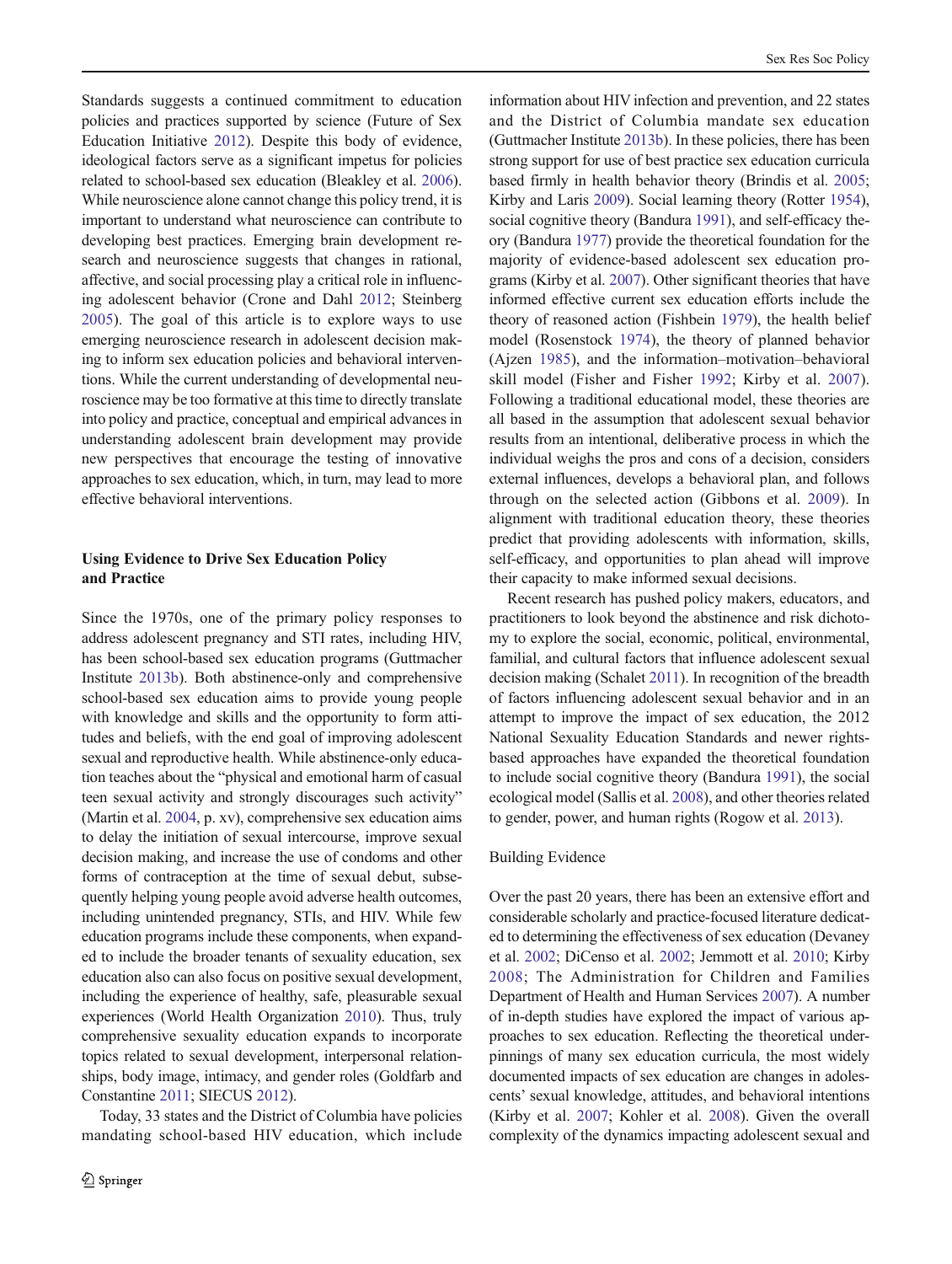Standards suggests a continued commitment to education policies and practices supported by science (Future of Sex Education Initiative 2012). Despite this body of evidence, ideological factors serve as a significant impetus for policies related to school-based sex education (Bleakley et al. 2006). While neuroscience alone cannot change this policy trend, it is important to understand what neuroscience can contribute to developing best practices. Emerging brain development research and neuroscience suggests that changes in rational, affective, and social processing play a critical role in influencing adolescent behavior (Crone and Dahl 2012; Steinberg 2005). The goal of this article is to explore ways to use emerging neuroscience research in adolescent decision making to inform sex education policies and behavioral interventions. While the current understanding of developmental neuroscience may be too formative at this time to directly translate into policy and practice, conceptual and empirical advances in understanding adolescent brain development may provide new perspectives that encourage the testing of innovative approaches to sex education, which, in turn, may lead to more effective behavioral interventions.

## Using Evidence to Drive Sex Education Policy and Practice

Since the 1970s, one of the primary policy responses to address adolescent pregnancy and STI rates, including HIV, has been school-based sex education programs (Guttmacher Institute 2013b). Both abstinence-only and comprehensive school-based sex education aims to provide young people with knowledge and skills and the opportunity to form attitudes and beliefs, with the end goal of improving adolescent sexual and reproductive health. While abstinence-only education teaches about the "physical and emotional harm of casual teen sexual activity and strongly discourages such activity" (Martin et al. 2004, p. xv), comprehensive sex education aims to delay the initiation of sexual intercourse, improve sexual decision making, and increase the use of condoms and other forms of contraception at the time of sexual debut, subsequently helping young people avoid adverse health outcomes, including unintended pregnancy, STIs, and HIV. While few education programs include these components, when expanded to include the broader tenants of sexuality education, sex education also can also focus on positive sexual development, including the experience of healthy, safe, pleasurable sexual experiences (World Health Organization 2010). Thus, truly comprehensive sexuality education expands to incorporate topics related to sexual development, interpersonal relationships, body image, intimacy, and gender roles (Goldfarb and Constantine 2011; SIECUS 2012).

Today, 33 states and the District of Columbia have policies mandating school-based HIV education, which include information about HIV infection and prevention, and 22 states and the District of Columbia mandate sex education (Guttmacher Institute 2013b). In these policies, there has been strong support for use of best practice sex education curricula based firmly in health behavior theory (Brindis et al. 2005; Kirby and Laris 2009). Social learning theory (Rotter 1954), social cognitive theory (Bandura 1991), and self-efficacy theory (Bandura 1977) provide the theoretical foundation for the majority of evidence-based adolescent sex education programs (Kirby et al. 2007). Other significant theories that have informed effective current sex education efforts include the theory of reasoned action (Fishbein 1979), the health belief model (Rosenstock 1974), the theory of planned behavior (Ajzen 1985), and the information–motivation–behavioral skill model (Fisher and Fisher 1992; Kirby et al. 2007). Following a traditional educational model, these theories are all based in the assumption that adolescent sexual behavior results from an intentional, deliberative process in which the individual weighs the pros and cons of a decision, considers external influences, develops a behavioral plan, and follows through on the selected action (Gibbons et al. 2009). In alignment with traditional education theory, these theories predict that providing adolescents with information, skills, self-efficacy, and opportunities to plan ahead will improve their capacity to make informed sexual decisions.

Recent research has pushed policy makers, educators, and practitioners to look beyond the abstinence and risk dichotomy to explore the social, economic, political, environmental, familial, and cultural factors that influence adolescent sexual decision making (Schalet 2011). In recognition of the breadth of factors influencing adolescent sexual behavior and in an attempt to improve the impact of sex education, the 2012 National Sexuality Education Standards and newer rights-based approaches have expanded the theoretical foundation to include social cognitive theory (Bandura 1991), the social ecological model (Sallis et al. 2008), and other theories related to gender, power, and human rights (Rogow et al. 2013).

### Building Evidence

Over the past 20 years, there has been an extensive effort and considerable scholarly and practice-focused literature dedicated to determining the effectiveness of sex education (Devaney et al. 2002; DiCenso et al. 2002; Jemmott et al. 2010; Kirby 2008; The Administration for Children and Families Department of Health and Human Services 2007). A number of in-depth studies have explored the impact of various approaches to sex education. Reflecting the theoretical underpinnings of many sex education curricula, the most widely documented impacts of sex education are changes in adolescents' sexual knowledge, attitudes, and behavioral intentions (Kirby et al. 2007; Kohler et al. 2008). Given the overall complexity of the dynamics impacting adolescent sexual and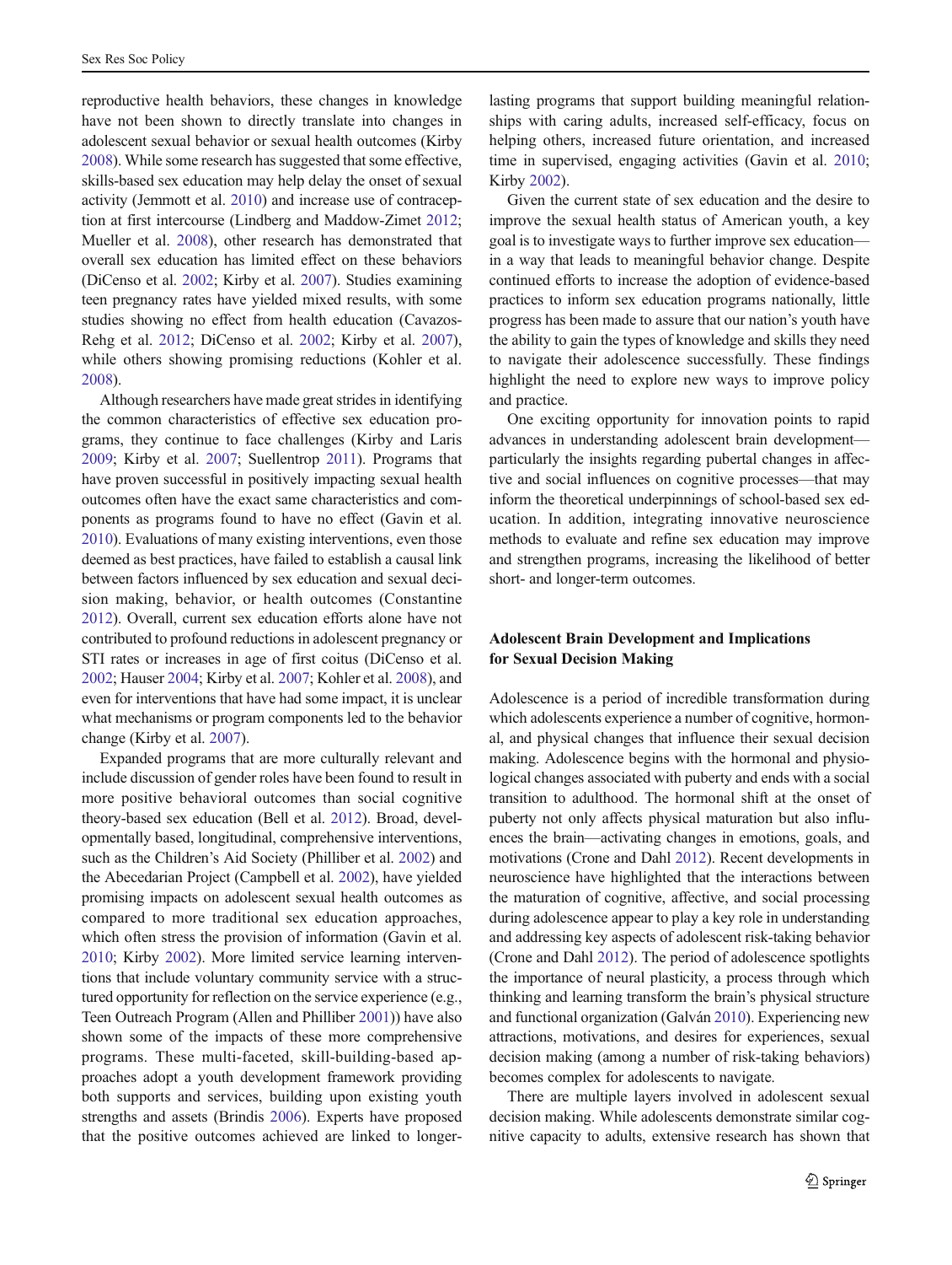reproductive health behaviors, these changes in knowledge have not been shown to directly translate into changes in adolescent sexual behavior or sexual health outcomes (Kirby 2008). While some research has suggested that some effective, skills-based sex education may help delay the onset of sexual activity (Jemmott et al. 2010) and increase use of contraception at first intercourse (Lindberg and Maddow-Zimet 2012; Mueller et al. 2008), other research has demonstrated that overall sex education has limited effect on these behaviors (DiCenso et al. 2002; Kirby et al. 2007). Studies examining teen pregnancy rates have yielded mixed results, with some studies showing no effect from health education (Cavazos-Rehg et al. 2012; DiCenso et al. 2002; Kirby et al. 2007), while others showing promising reductions (Kohler et al. 2008).

Although researchers have made great strides in identifying the common characteristics of effective sex education programs, they continue to face challenges (Kirby and Laris 2009; Kirby et al. 2007; Suellentrop 2011). Programs that have proven successful in positively impacting sexual health outcomes often have the exact same characteristics and components as programs found to have no effect (Gavin et al. 2010). Evaluations of many existing interventions, even those deemed as best practices, have failed to establish a causal link between factors influenced by sex education and sexual decision making, behavior, or health outcomes (Constantine 2012). Overall, current sex education efforts alone have not contributed to profound reductions in adolescent pregnancy or STI rates or increases in age of first coitus (DiCenso et al. 2002; Hauser 2004; Kirby et al. 2007; Kohler et al. 2008), and even for interventions that have had some impact, it is unclear what mechanisms or program components led to the behavior change (Kirby et al. 2007).

Expanded programs that are more culturally relevant and include discussion of gender roles have been found to result in more positive behavioral outcomes than social cognitive theory-based sex education (Bell et al. 2012). Broad, developmentally based, longitudinal, comprehensive interventions, such as the Children's Aid Society (Philliber et al. 2002) and the Abecedarian Project (Campbell et al. 2002), have yielded promising impacts on adolescent sexual health outcomes as compared to more traditional sex education approaches, which often stress the provision of information (Gavin et al. 2010; Kirby 2002). More limited service learning interventions that include voluntary community service with a structured opportunity for reflection on the service experience (e.g., Teen Outreach Program (Allen and Philliber 2001)) have also shown some of the impacts of these more comprehensive programs. These multi-faceted, skill-building-based approaches adopt a youth development framework providing both supports and services, building upon existing youth strengths and assets (Brindis 2006). Experts have proposed that the positive outcomes achieved are linked to longer-lasting programs that support building meaningful relationships with caring adults, increased self-efficacy, focus on helping others, increased future orientation, and increased time in supervised, engaging activities (Gavin et al. 2010; Kirby 2002).

Given the current state of sex education and the desire to improve the sexual health status of American youth, a key goal is to investigate ways to further improve sex education—in a way that leads to meaningful behavior change. Despite continued efforts to increase the adoption of evidence-based practices to inform sex education programs nationally, little progress has been made to assure that our nation's youth have the ability to gain the types of knowledge and skills they need to navigate their adolescence successfully. These findings highlight the need to explore new ways to improve policy and practice.

One exciting opportunity for innovation points to rapid advances in understanding adolescent brain development—particularly the insights regarding pubertal changes in affective and social influences on cognitive processes—that may inform the theoretical underpinnings of school-based sex education. In addition, integrating innovative neuroscience methods to evaluate and refine sex education may improve and strengthen programs, increasing the likelihood of better short- and longer-term outcomes.

## Adolescent Brain Development and Implications for Sexual Decision Making

Adolescence is a period of incredible transformation during which adolescents experience a number of cognitive, hormonal, and physical changes that influence their sexual decision making. Adolescence begins with the hormonal and physiological changes associated with puberty and ends with a social transition to adulthood. The hormonal shift at the onset of puberty not only affects physical maturation but also influences the brain—activating changes in emotions, goals, and motivations (Crone and Dahl 2012). Recent developments in neuroscience have highlighted that the interactions between the maturation of cognitive, affective, and social processing during adolescence appear to play a key role in understanding and addressing key aspects of adolescent risk-taking behavior (Crone and Dahl 2012). The period of adolescence spotlights the importance of neural plasticity, a process through which thinking and learning transform the brain's physical structure and functional organization (Galván 2010). Experiencing new attractions, motivations, and desires for experiences, sexual decision making (among a number of risk-taking behaviors) becomes complex for adolescents to navigate.

There are multiple layers involved in adolescent sexual decision making. While adolescents demonstrate similar cognitive capacity to adults, extensive research has shown that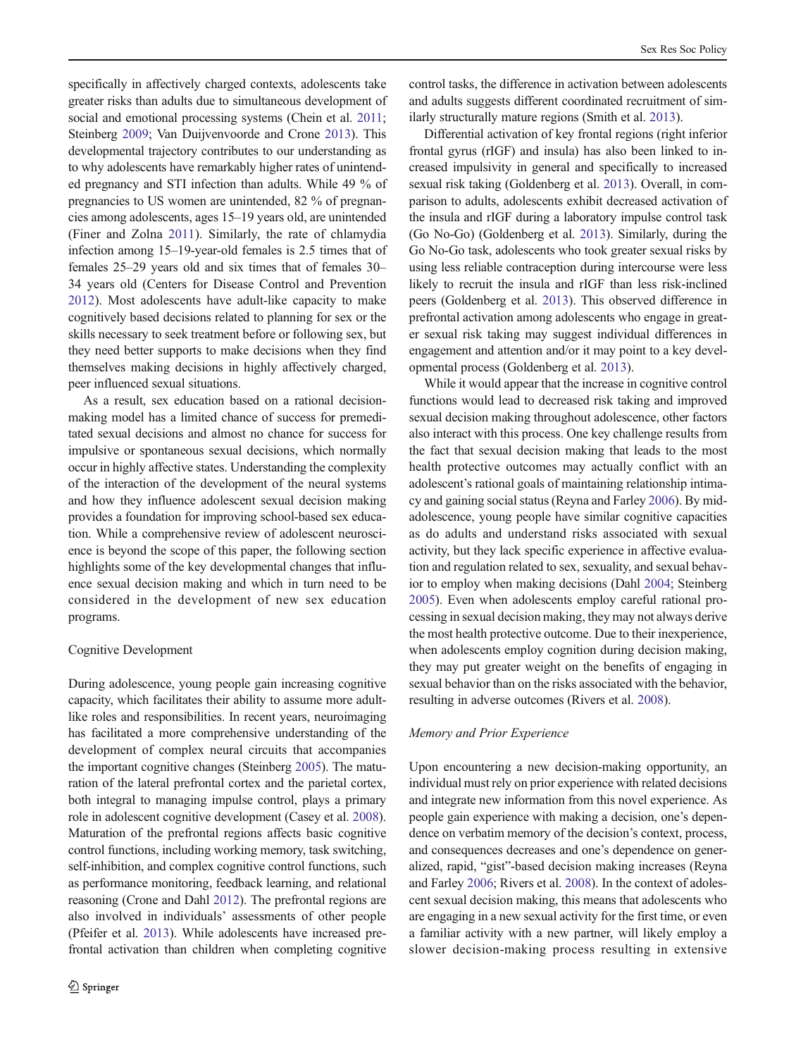specifically in affectively charged contexts, adolescents take greater risks than adults due to simultaneous development of social and emotional processing systems (Chein et al. 2011; Steinberg 2009; Van Duijvenvoorde and Crone 2013). This developmental trajectory contributes to our understanding as to why adolescents have remarkably higher rates of unintended pregnancy and STI infection than adults. While 49 % of pregnancies to US women are unintended, 82 % of pregnancies among adolescents, ages 15–19 years old, are unintended (Finer and Zolna 2011). Similarly, the rate of chlamydia infection among 15–19-year-old females is 2.5 times that of females 25–29 years old and six times that of females 30–34 years old (Centers for Disease Control and Prevention 2012). Most adolescents have adult-like capacity to make cognitively based decisions related to planning for sex or the skills necessary to seek treatment before or following sex, but they need better supports to make decisions when they find themselves making decisions in highly affectively charged, peer influenced sexual situations.

As a result, sex education based on a rational decision-making model has a limited chance of success for premeditated sexual decisions and almost no chance for success for impulsive or spontaneous sexual decisions, which normally occur in highly affective states. Understanding the complexity of the interaction of the development of the neural systems and how they influence adolescent sexual decision making provides a foundation for improving school-based sex education. While a comprehensive review of adolescent neuroscience is beyond the scope of this paper, the following section highlights some of the key developmental changes that influence sexual decision making and which in turn need to be considered in the development of new sex education programs.

### Cognitive Development

During adolescence, young people gain increasing cognitive capacity, which facilitates their ability to assume more adult-like roles and responsibilities. In recent years, neuroimaging has facilitated a more comprehensive understanding of the development of complex neural circuits that accompanies the important cognitive changes (Steinberg 2005). The maturation of the lateral prefrontal cortex and the parietal cortex, both integral to managing impulse control, plays a primary role in adolescent cognitive development (Casey et al. 2008). Maturation of the prefrontal regions affects basic cognitive control functions, including working memory, task switching, self-inhibition, and complex cognitive control functions, such as performance monitoring, feedback learning, and relational reasoning (Crone and Dahl 2012). The prefrontal regions are also involved in individuals' assessments of other people (Pfeifer et al. 2013). While adolescents have increased prefrontal activation than children when completing cognitive control tasks, the difference in activation between adolescents and adults suggests different coordinated recruitment of similarly structurally mature regions (Smith et al. 2013).

Differential activation of key frontal regions (right inferior frontal gyrus (rIGF) and insula) has also been linked to increased impulsivity in general and specifically to increased sexual risk taking (Goldenberg et al. 2013). Overall, in comparison to adults, adolescents exhibit decreased activation of the insula and rIGF during a laboratory impulse control task (Go No-Go) (Goldenberg et al. 2013). Similarly, during the Go No-Go task, adolescents who took greater sexual risks by using less reliable contraception during intercourse were less likely to recruit the insula and rIGF than less risk-inclined peers (Goldenberg et al. 2013). This observed difference in prefrontal activation among adolescents who engage in greater sexual risk taking may suggest individual differences in engagement and attention and/or it may point to a key developmental process (Goldenberg et al. 2013).

While it would appear that the increase in cognitive control functions would lead to decreased risk taking and improved sexual decision making throughout adolescence, other factors also interact with this process. One key challenge results from the fact that sexual decision making that leads to the most health protective outcomes may actually conflict with an adolescent's rational goals of maintaining relationship intimacy and gaining social status (Reyna and Farley 2006). By mid-adolescence, young people have similar cognitive capacities as do adults and understand risks associated with sexual activity, but they lack specific experience in affective evaluation and regulation related to sex, sexuality, and sexual behavior to employ when making decisions (Dahl 2004; Steinberg 2005). Even when adolescents employ careful rational processing in sexual decision making, they may not always derive the most health protective outcome. Due to their inexperience, when adolescents employ cognition during decision making, they may put greater weight on the benefits of engaging in sexual behavior than on the risks associated with the behavior, resulting in adverse outcomes (Rivers et al. 2008).

#### *Memory and Prior Experience*

Upon encountering a new decision-making opportunity, an individual must rely on prior experience with related decisions and integrate new information from this novel experience. As people gain experience with making a decision, one's dependence on verbatim memory of the decision's context, process, and consequences decreases and one's dependence on generalized, rapid, "gist"-based decision making increases (Reyna and Farley 2006; Rivers et al. 2008). In the context of adolescent sexual decision making, this means that adolescents who are engaging in a new sexual activity for the first time, or even a familiar activity with a new partner, will likely employ a slower decision-making process resulting in extensive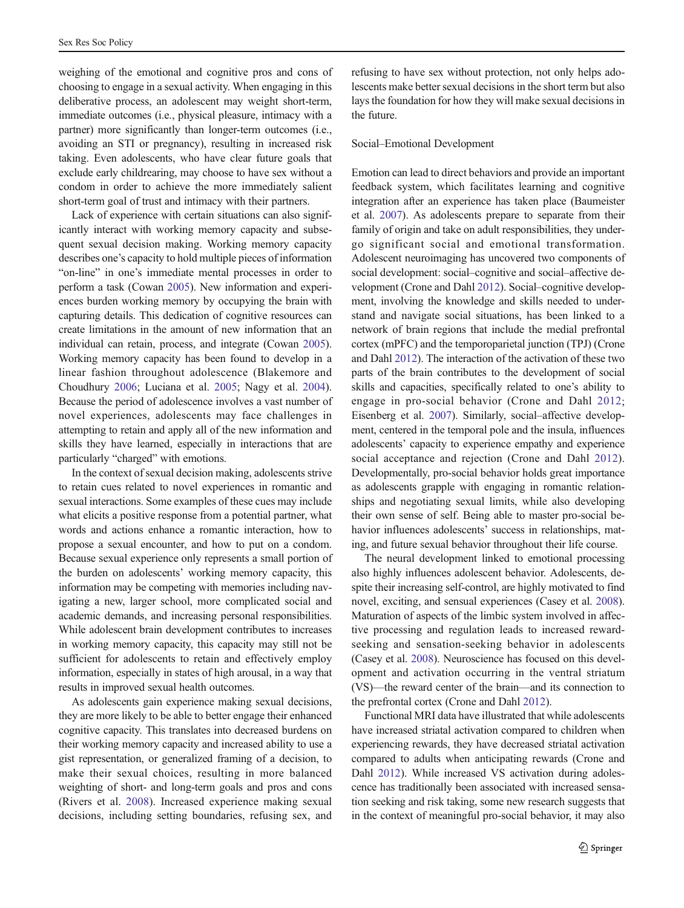weighing of the emotional and cognitive pros and cons of choosing to engage in a sexual activity. When engaging in this deliberative process, an adolescent may weight short-term, immediate outcomes (i.e., physical pleasure, intimacy with a partner) more significantly than longer-term outcomes (i.e., avoiding an STI or pregnancy), resulting in increased risk taking. Even adolescents, who have clear future goals that exclude early childrearing, may choose to have sex without a condom in order to achieve the more immediately salient short-term goal of trust and intimacy with their partners.

Lack of experience with certain situations can also significantly interact with working memory capacity and subsequent sexual decision making. Working memory capacity describes one's capacity to hold multiple pieces of information "on-line" in one's immediate mental processes in order to perform a task (Cowan 2005). New information and experiences burden working memory by occupying the brain with capturing details. This dedication of cognitive resources can create limitations in the amount of new information that an individual can retain, process, and integrate (Cowan 2005). Working memory capacity has been found to develop in a linear fashion throughout adolescence (Blakemore and Choudhury 2006; Luciana et al. 2005; Nagy et al. 2004). Because the period of adolescence involves a vast number of novel experiences, adolescents may face challenges in attempting to retain and apply all of the new information and skills they have learned, especially in interactions that are particularly "charged" with emotions.

In the context of sexual decision making, adolescents strive to retain cues related to novel experiences in romantic and sexual interactions. Some examples of these cues may include what elicits a positive response from a potential partner, what words and actions enhance a romantic interaction, how to propose a sexual encounter, and how to put on a condom. Because sexual experience only represents a small portion of the burden on adolescents' working memory capacity, this information may be competing with memories including navigating a new, larger school, more complicated social and academic demands, and increasing personal responsibilities. While adolescent brain development contributes to increases in working memory capacity, this capacity may still not be sufficient for adolescents to retain and effectively employ information, especially in states of high arousal, in a way that results in improved sexual health outcomes.

As adolescents gain experience making sexual decisions, they are more likely to be able to better engage their enhanced cognitive capacity. This translates into decreased burdens on their working memory capacity and increased ability to use a gist representation, or generalized framing of a decision, to make their sexual choices, resulting in more balanced weighting of short- and long-term goals and pros and cons (Rivers et al. 2008). Increased experience making sexual decisions, including setting boundaries, refusing sex, and refusing to have sex without protection, not only helps adolescents make better sexual decisions in the short term but also lays the foundation for how they will make sexual decisions in the future.

### Social–Emotional Development

Emotion can lead to direct behaviors and provide an important feedback system, which facilitates learning and cognitive integration after an experience has taken place (Baumeister et al. 2007). As adolescents prepare to separate from their family of origin and take on adult responsibilities, they undergo significant social and emotional transformation. Adolescent neuroimaging has uncovered two components of social development: social–cognitive and social–affective development (Crone and Dahl 2012). Social–cognitive development, involving the knowledge and skills needed to understand and navigate social situations, has been linked to a network of brain regions that include the medial prefrontal cortex (mPFC) and the temporoparietal junction (TPJ) (Crone and Dahl 2012). The interaction of the activation of these two parts of the brain contributes to the development of social skills and capacities, specifically related to one's ability to engage in pro-social behavior (Crone and Dahl 2012; Eisenberg et al. 2007). Similarly, social–affective development, centered in the temporal pole and the insula, influences adolescents' capacity to experience empathy and experience social acceptance and rejection (Crone and Dahl 2012). Developmentally, pro-social behavior holds great importance as adolescents grapple with engaging in romantic relationships and negotiating sexual limits, while also developing their own sense of self. Being able to master pro-social behavior influences adolescents' success in relationships, mating, and future sexual behavior throughout their life course.

The neural development linked to emotional processing also highly influences adolescent behavior. Adolescents, despite their increasing self-control, are highly motivated to find novel, exciting, and sensual experiences (Casey et al. 2008). Maturation of aspects of the limbic system involved in affective processing and regulation leads to increased reward-seeking and sensation-seeking behavior in adolescents (Casey et al. 2008). Neuroscience has focused on this development and activation occurring in the ventral striatum (VS)—the reward center of the brain—and its connection to the prefrontal cortex (Crone and Dahl 2012).

Functional MRI data have illustrated that while adolescents have increased striatal activation compared to children when experiencing rewards, they have decreased striatal activation compared to adults when anticipating rewards (Crone and Dahl 2012). While increased VS activation during adolescence has traditionally been associated with increased sensation seeking and risk taking, some new research suggests that in the context of meaningful pro-social behavior, it may also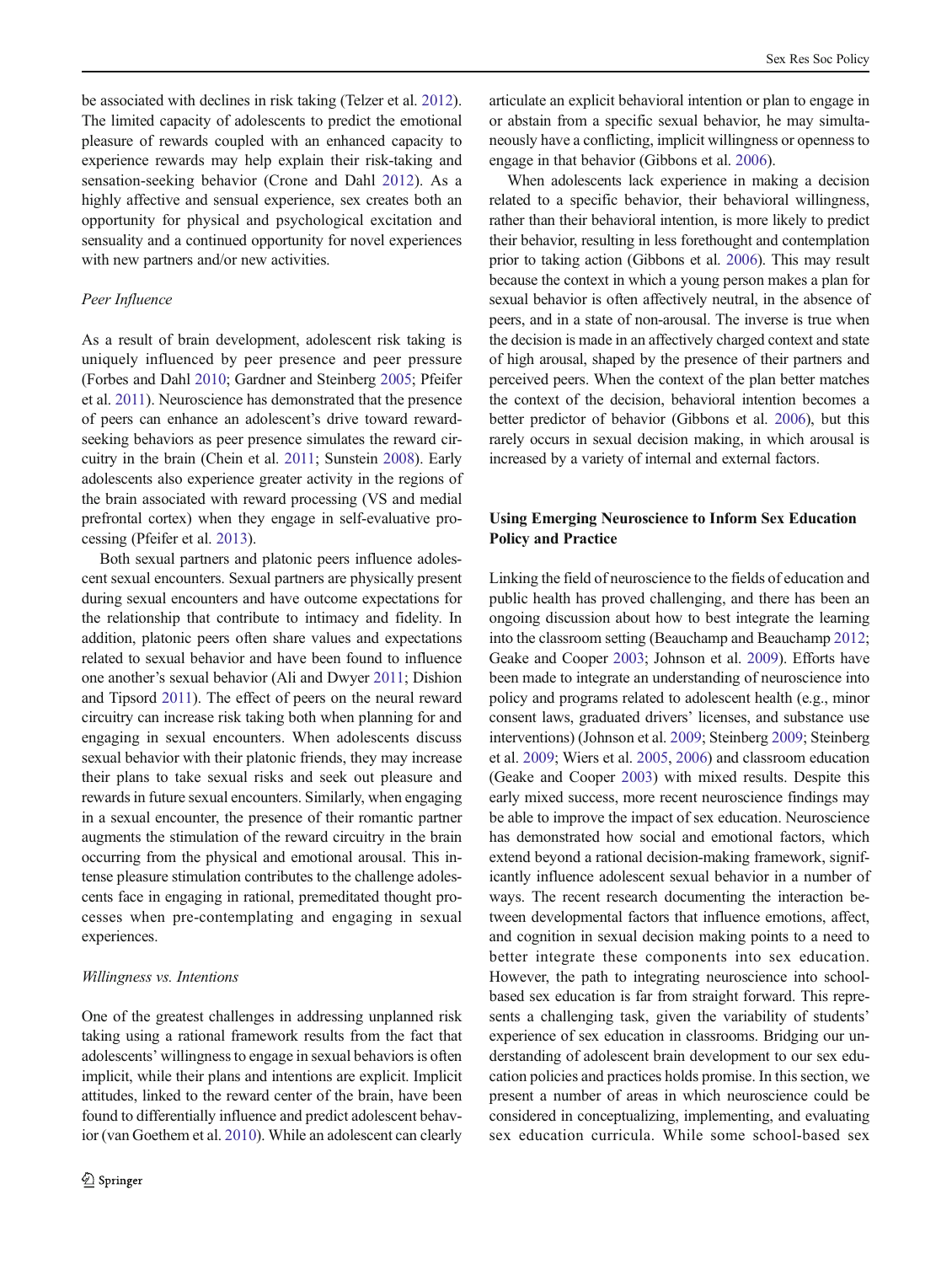be associated with declines in risk taking (Telzer et al. 2012). The limited capacity of adolescents to predict the emotional pleasure of rewards coupled with an enhanced capacity to experience rewards may help explain their risk-taking and sensation-seeking behavior (Crone and Dahl 2012). As a highly affective and sensual experience, sex creates both an opportunity for physical and psychological excitation and sensuality and a continued opportunity for novel experiences with new partners and/or new activities.

*Peer Influence*

As a result of brain development, adolescent risk taking is uniquely influenced by peer presence and peer pressure (Forbes and Dahl 2010; Gardner and Steinberg 2005; Pfeifer et al. 2011). Neuroscience has demonstrated that the presence of peers can enhance an adolescent's drive toward reward-seeking behaviors as peer presence simulates the reward circuitry in the brain (Chein et al. 2011; Sunstein 2008). Early adolescents also experience greater activity in the regions of the brain associated with reward processing (VS and medial prefrontal cortex) when they engage in self-evaluative processing (Pfeifer et al. 2013).

Both sexual partners and platonic peers influence adolescent sexual encounters. Sexual partners are physically present during sexual encounters and have outcome expectations for the relationship that contribute to intimacy and fidelity. In addition, platonic peers often share values and expectations related to sexual behavior and have been found to influence one another's sexual behavior (Ali and Dwyer 2011; Dishion and Tipsord 2011). The effect of peers on the neural reward circuitry can increase risk taking both when planning for and engaging in sexual encounters. When adolescents discuss sexual behavior with their platonic friends, they may increase their plans to take sexual risks and seek out pleasure and rewards in future sexual encounters. Similarly, when engaging in a sexual encounter, the presence of their romantic partner augments the stimulation of the reward circuitry in the brain occurring from the physical and emotional arousal. This intense pleasure stimulation contributes to the challenge adolescents face in engaging in rational, premeditated thought processes when pre-contemplating and engaging in sexual experiences.

*Willingness vs. Intentions*

One of the greatest challenges in addressing unplanned risk taking using a rational framework results from the fact that adolescents' willingness to engage in sexual behaviors is often implicit, while their plans and intentions are explicit. Implicit attitudes, linked to the reward center of the brain, have been found to differentially influence and predict adolescent behavior (van Goethem et al. 2010). While an adolescent can clearly articulate an explicit behavioral intention or plan to engage in or abstain from a specific sexual behavior, he may simultaneously have a conflicting, implicit willingness or openness to engage in that behavior (Gibbons et al. 2006).

When adolescents lack experience in making a decision related to a specific behavior, their behavioral willingness, rather than their behavioral intention, is more likely to predict their behavior, resulting in less forethought and contemplation prior to taking action (Gibbons et al. 2006). This may result because the context in which a young person makes a plan for sexual behavior is often affectively neutral, in the absence of peers, and in a state of non-arousal. The inverse is true when the decision is made in an affectively charged context and state of high arousal, shaped by the presence of their partners and perceived peers. When the context of the plan better matches the context of the decision, behavioral intention becomes a better predictor of behavior (Gibbons et al. 2006), but this rarely occurs in sexual decision making, in which arousal is increased by a variety of internal and external factors.

## Using Emerging Neuroscience to Inform Sex Education Policy and Practice

Linking the field of neuroscience to the fields of education and public health has proved challenging, and there has been an ongoing discussion about how to best integrate the learning into the classroom setting (Beauchamp and Beauchamp 2012; Geake and Cooper 2003; Johnson et al. 2009). Efforts have been made to integrate an understanding of neuroscience into policy and programs related to adolescent health (e.g., minor consent laws, graduated drivers' licenses, and substance use interventions) (Johnson et al. 2009; Steinberg 2009; Steinberg et al. 2009; Wiers et al. 2005, 2006) and classroom education (Geake and Cooper 2003) with mixed results. Despite this early mixed success, more recent neuroscience findings may be able to improve the impact of sex education. Neuroscience has demonstrated how social and emotional factors, which extend beyond a rational decision-making framework, significantly influence adolescent sexual behavior in a number of ways. The recent research documenting the interaction between developmental factors that influence emotions, affect, and cognition in sexual decision making points to a need to better integrate these components into sex education. However, the path to integrating neuroscience into school-based sex education is far from straight forward. This represents a challenging task, given the variability of students' experience of sex education in classrooms. Bridging our understanding of adolescent brain development to our sex education policies and practices holds promise. In this section, we present a number of areas in which neuroscience could be considered in conceptualizing, implementing, and evaluating sex education curricula. While some school-based sex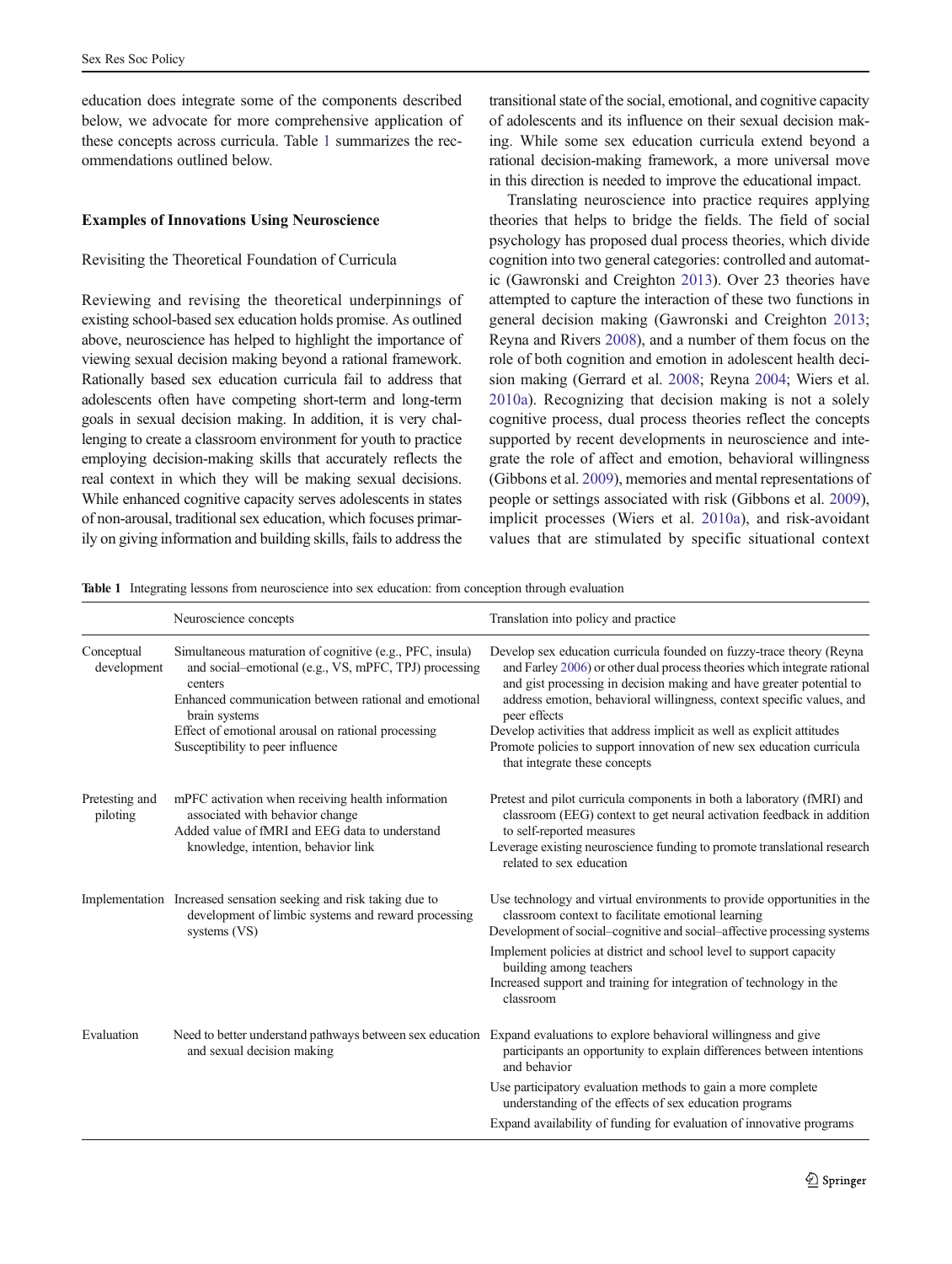education does integrate some of the components described below, we advocate for more comprehensive application of these concepts across curricula. Table 1 summarizes the recommendations outlined below.

## Examples of Innovations Using Neuroscience

### Revisiting the Theoretical Foundation of Curricula

Reviewing and revising the theoretical underpinnings of existing school-based sex education holds promise. As outlined above, neuroscience has helped to highlight the importance of viewing sexual decision making beyond a rational framework. Rationally based sex education curricula fail to address that adolescents often have competing short-term and long-term goals in sexual decision making. In addition, it is very challenging to create a classroom environment for youth to practice employing decision-making skills that accurately reflects the real context in which they will be making sexual decisions. While enhanced cognitive capacity serves adolescents in states of non-arousal, traditional sex education, which focuses primarily on giving information and building skills, fails to address the transitional state of the social, emotional, and cognitive capacity of adolescents and its influence on their sexual decision making. While some sex education curricula extend beyond a rational decision-making framework, a more universal move in this direction is needed to improve the educational impact.

Translating neuroscience into practice requires applying theories that helps to bridge the fields. The field of social psychology has proposed dual process theories, which divide cognition into two general categories: controlled and automatic (Gawronski and Creighton 2013). Over 23 theories have attempted to capture the interaction of these two functions in general decision making (Gawronski and Creighton 2013; Reyna and Rivers 2008), and a number of them focus on the role of both cognition and emotion in adolescent health decision making (Gerrard et al. 2008; Reyna 2004; Wiers et al. 2010a). Recognizing that decision making is not a solely cognitive process, dual process theories reflect the concepts supported by recent developments in neuroscience and integrate the role of affect and emotion, behavioral willingness (Gibbons et al. 2009), memories and mental representations of people or settings associated with risk (Gibbons et al. 2009), implicit processes (Wiers et al. 2010a), and risk-avoidant values that are stimulated by specific situational context

**Table 1** Integrating lessons from neuroscience into sex education: from conception through evaluation

| | Neuroscience concepts | Translation into policy and practice |
|---|---|---|
| Conceptual development | Simultaneous maturation of cognitive (e.g., PFC, insula) and social–emotional (e.g., VS, mPFC, TPJ) processing centers<br>Enhanced communication between rational and emotional brain systems<br>Effect of emotional arousal on rational processing<br>Susceptibility to peer influence | Develop sex education curricula founded on fuzzy-trace theory (Reyna and Farley 2006) or other dual process theories which integrate rational and gist processing in decision making and have greater potential to address emotion, behavioral willingness, context specific values, and peer effects<br>Develop activities that address implicit as well as explicit attitudes<br>Promote policies to support innovation of new sex education curricula that integrate these concepts |
| Pretesting and piloting | mPFC activation when receiving health information associated with behavior change<br>Added value of fMRI and EEG data to understand knowledge, intention, behavior link | Pretest and pilot curricula components in both a laboratory (fMRI) and classroom (EEG) context to get neural activation feedback in addition to self-reported measures<br>Leverage existing neuroscience funding to promote translational research related to sex education |
| Implementation | Increased sensation seeking and risk taking due to development of limbic systems and reward processing systems (VS) | Use technology and virtual environments to provide opportunities in the classroom context to facilitate emotional learning<br>Development of social–cognitive and social–affective processing systems<br>Implement policies at district and school level to support capacity building among teachers<br>Increased support and training for integration of technology in the classroom |
| Evaluation | Need to better understand pathways between sex education and sexual decision making | Expand evaluations to explore behavioral willingness and give participants an opportunity to explain differences between intentions and behavior<br>Use participatory evaluation methods to gain a more complete understanding of the effects of sex education programs<br>Expand availability of funding for evaluation of innovative programs |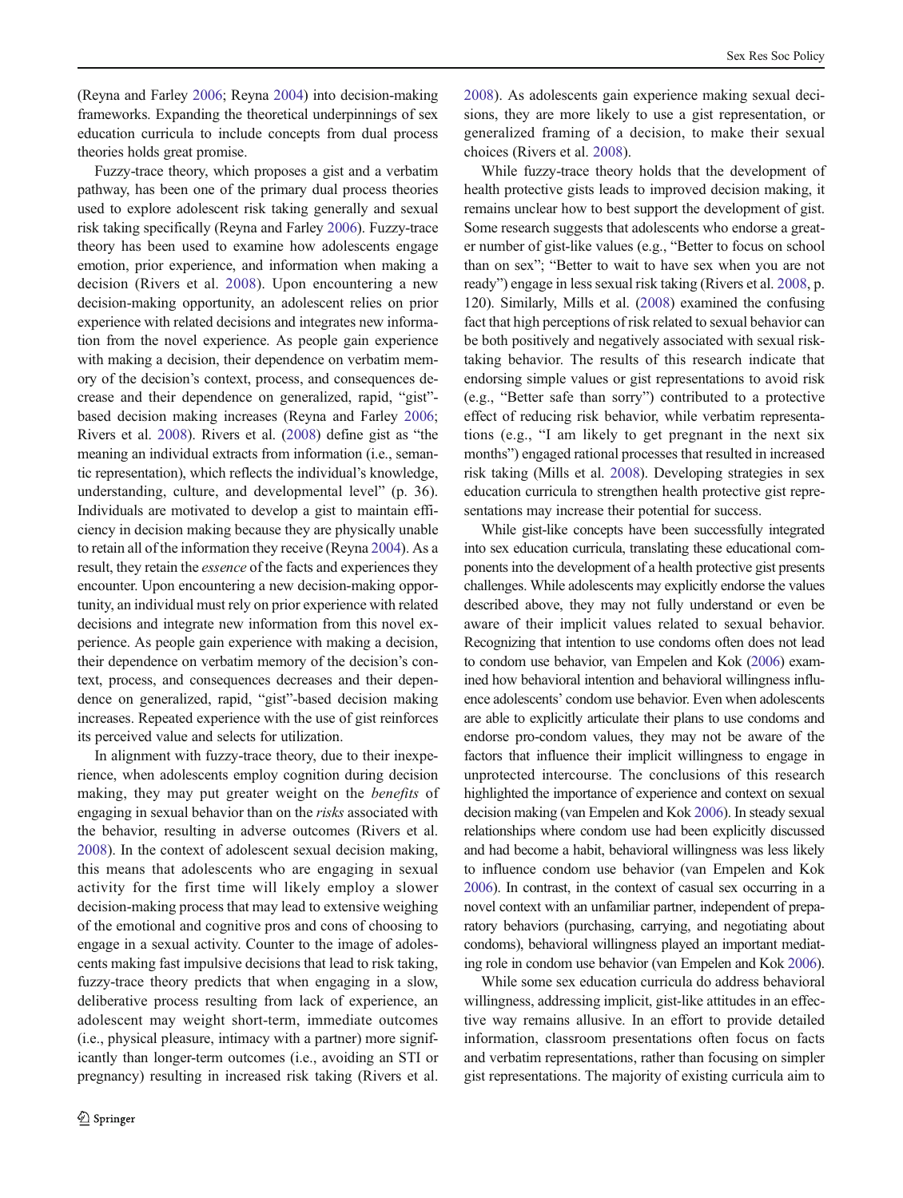(Reyna and Farley 2006; Reyna 2004) into decision-making frameworks. Expanding the theoretical underpinnings of sex education curricula to include concepts from dual process theories holds great promise.

Fuzzy-trace theory, which proposes a gist and a verbatim pathway, has been one of the primary dual process theories used to explore adolescent risk taking generally and sexual risk taking specifically (Reyna and Farley 2006). Fuzzy-trace theory has been used to examine how adolescents engage emotion, prior experience, and information when making a decision (Rivers et al. 2008). Upon encountering a new decision-making opportunity, an adolescent relies on prior experience with related decisions and integrates new information from the novel experience. As people gain experience with making a decision, their dependence on verbatim memory of the decision's context, process, and consequences decrease and their dependence on generalized, rapid, "gist"-based decision making increases (Reyna and Farley 2006; Rivers et al. 2008). Rivers et al. (2008) define gist as "the meaning an individual extracts from information (i.e., semantic representation), which reflects the individual's knowledge, understanding, culture, and developmental level" (p. 36). Individuals are motivated to develop a gist to maintain efficiency in decision making because they are physically unable to retain all of the information they receive (Reyna 2004). As a result, they retain the *essence* of the facts and experiences they encounter. Upon encountering a new decision-making opportunity, an individual must rely on prior experience with related decisions and integrate new information from this novel experience. As people gain experience with making a decision, their dependence on verbatim memory of the decision's context, process, and consequences decreases and their dependence on generalized, rapid, "gist"-based decision making increases. Repeated experience with the use of gist reinforces its perceived value and selects for utilization.

In alignment with fuzzy-trace theory, due to their inexperience, when adolescents employ cognition during decision making, they may put greater weight on the *benefits* of engaging in sexual behavior than on the *risks* associated with the behavior, resulting in adverse outcomes (Rivers et al. 2008). In the context of adolescent sexual decision making, this means that adolescents who are engaging in sexual activity for the first time will likely employ a slower decision-making process that may lead to extensive weighing of the emotional and cognitive pros and cons of choosing to engage in a sexual activity. Counter to the image of adolescents making fast impulsive decisions that lead to risk taking, fuzzy-trace theory predicts that when engaging in a slow, deliberative process resulting from lack of experience, an adolescent may weight short-term, immediate outcomes (i.e., physical pleasure, intimacy with a partner) more significantly than longer-term outcomes (i.e., avoiding an STI or pregnancy) resulting in increased risk taking (Rivers et al. 2008). As adolescents gain experience making sexual decisions, they are more likely to use a gist representation, or generalized framing of a decision, to make their sexual choices (Rivers et al. 2008).

While fuzzy-trace theory holds that the development of health protective gists leads to improved decision making, it remains unclear how to best support the development of gist. Some research suggests that adolescents who endorse a greater number of gist-like values (e.g., "Better to focus on school than on sex"; "Better to wait to have sex when you are not ready") engage in less sexual risk taking (Rivers et al. 2008, p. 120). Similarly, Mills et al. (2008) examined the confusing fact that high perceptions of risk related to sexual behavior can be both positively and negatively associated with sexual risk-taking behavior. The results of this research indicate that endorsing simple values or gist representations to avoid risk (e.g., "Better safe than sorry") contributed to a protective effect of reducing risk behavior, while verbatim representations (e.g., "I am likely to get pregnant in the next six months") engaged rational processes that resulted in increased risk taking (Mills et al. 2008). Developing strategies in sex education curricula to strengthen health protective gist representations may increase their potential for success.

While gist-like concepts have been successfully integrated into sex education curricula, translating these educational components into the development of a health protective gist presents challenges. While adolescents may explicitly endorse the values described above, they may not fully understand or even be aware of their implicit values related to sexual behavior. Recognizing that intention to use condoms often does not lead to condom use behavior, van Empelen and Kok (2006) examined how behavioral intention and behavioral willingness influence adolescents' condom use behavior. Even when adolescents are able to explicitly articulate their plans to use condoms and endorse pro-condom values, they may not be aware of the factors that influence their implicit willingness to engage in unprotected intercourse. The conclusions of this research highlighted the importance of experience and context on sexual decision making (van Empelen and Kok 2006). In steady sexual relationships where condom use had been explicitly discussed and had become a habit, behavioral willingness was less likely to influence condom use behavior (van Empelen and Kok 2006). In contrast, in the context of casual sex occurring in a novel context with an unfamiliar partner, independent of preparatory behaviors (purchasing, carrying, and negotiating about condoms), behavioral willingness played an important mediating role in condom use behavior (van Empelen and Kok 2006).

While some sex education curricula do address behavioral willingness, addressing implicit, gist-like attitudes in an effective way remains allusive. In an effort to provide detailed information, classroom presentations often focus on facts and verbatim representations, rather than focusing on simpler gist representations. The majority of existing curricula aim to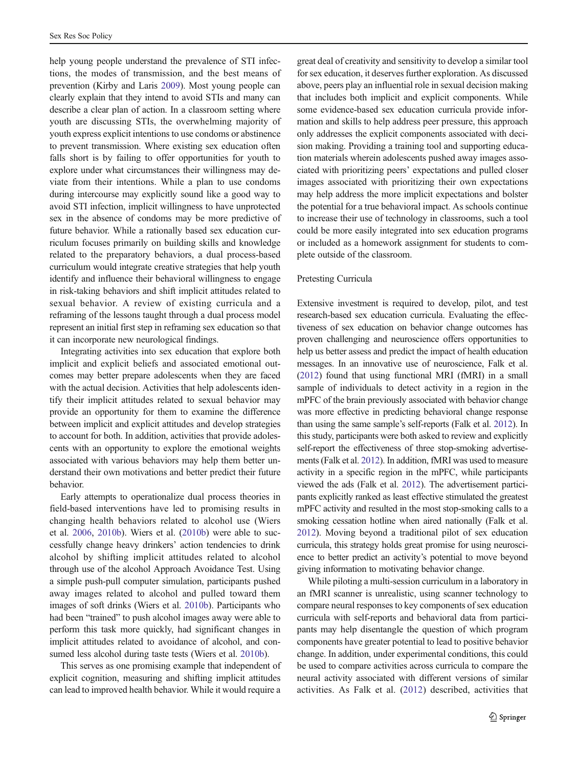help young people understand the prevalence of STI infections, the modes of transmission, and the best means of prevention (Kirby and Laris 2009). Most young people can clearly explain that they intend to avoid STIs and many can describe a clear plan of action. In a classroom setting where youth are discussing STIs, the overwhelming majority of youth express explicit intentions to use condoms or abstinence to prevent transmission. Where existing sex education often falls short is by failing to offer opportunities for youth to explore under what circumstances their willingness may deviate from their intentions. While a plan to use condoms during intercourse may explicitly sound like a good way to avoid STI infection, implicit willingness to have unprotected sex in the absence of condoms may be more predictive of future behavior. While a rationally based sex education curriculum focuses primarily on building skills and knowledge related to the preparatory behaviors, a dual process-based curriculum would integrate creative strategies that help youth identify and influence their behavioral willingness to engage in risk-taking behaviors and shift implicit attitudes related to sexual behavior. A review of existing curricula and a reframing of the lessons taught through a dual process model represent an initial first step in reframing sex education so that it can incorporate new neurological findings.

Integrating activities into sex education that explore both implicit and explicit beliefs and associated emotional outcomes may better prepare adolescents when they are faced with the actual decision. Activities that help adolescents identify their implicit attitudes related to sexual behavior may provide an opportunity for them to examine the difference between implicit and explicit attitudes and develop strategies to account for both. In addition, activities that provide adolescents with an opportunity to explore the emotional weights associated with various behaviors may help them better understand their own motivations and better predict their future behavior.

Early attempts to operationalize dual process theories in field-based interventions have led to promising results in changing health behaviors related to alcohol use (Wiers et al. 2006, 2010b). Wiers et al. (2010b) were able to successfully change heavy drinkers' action tendencies to drink alcohol by shifting implicit attitudes related to alcohol through use of the alcohol Approach Avoidance Test. Using a simple push-pull computer simulation, participants pushed away images related to alcohol and pulled toward them images of soft drinks (Wiers et al. 2010b). Participants who had been "trained" to push alcohol images away were able to perform this task more quickly, had significant changes in implicit attitudes related to avoidance of alcohol, and consumed less alcohol during taste tests (Wiers et al. 2010b).

This serves as one promising example that independent of explicit cognition, measuring and shifting implicit attitudes can lead to improved health behavior. While it would require a great deal of creativity and sensitivity to develop a similar tool for sex education, it deserves further exploration. As discussed above, peers play an influential role in sexual decision making that includes both implicit and explicit components. While some evidence-based sex education curricula provide information and skills to help address peer pressure, this approach only addresses the explicit components associated with decision making. Providing a training tool and supporting education materials wherein adolescents pushed away images associated with prioritizing peers' expectations and pulled closer images associated with prioritizing their own expectations may help address the more implicit expectations and bolster the potential for a true behavioral impact. As schools continue to increase their use of technology in classrooms, such a tool could be more easily integrated into sex education programs or included as a homework assignment for students to complete outside of the classroom.

### Pretesting Curricula

Extensive investment is required to develop, pilot, and test research-based sex education curricula. Evaluating the effectiveness of sex education on behavior change outcomes has proven challenging and neuroscience offers opportunities to help us better assess and predict the impact of health education messages. In an innovative use of neuroscience, Falk et al. (2012) found that using functional MRI (fMRI) in a small sample of individuals to detect activity in a region in the mPFC of the brain previously associated with behavior change was more effective in predicting behavioral change response than using the same sample's self-reports (Falk et al. 2012). In this study, participants were both asked to review and explicitly self-report the effectiveness of three stop-smoking advertisements (Falk et al. 2012). In addition, fMRI was used to measure activity in a specific region in the mPFC, while participants viewed the ads (Falk et al. 2012). The advertisement participants explicitly ranked as least effective stimulated the greatest mPFC activity and resulted in the most stop-smoking calls to a smoking cessation hotline when aired nationally (Falk et al. 2012). Moving beyond a traditional pilot of sex education curricula, this strategy holds great promise for using neuroscience to better predict an activity's potential to move beyond giving information to motivating behavior change.

While piloting a multi-session curriculum in a laboratory in an fMRI scanner is unrealistic, using scanner technology to compare neural responses to key components of sex education curricula with self-reports and behavioral data from participants may help disentangle the question of which program components have greater potential to lead to positive behavior change. In addition, under experimental conditions, this could be used to compare activities across curricula to compare the neural activity associated with different versions of similar activities. As Falk et al. (2012) described, activities that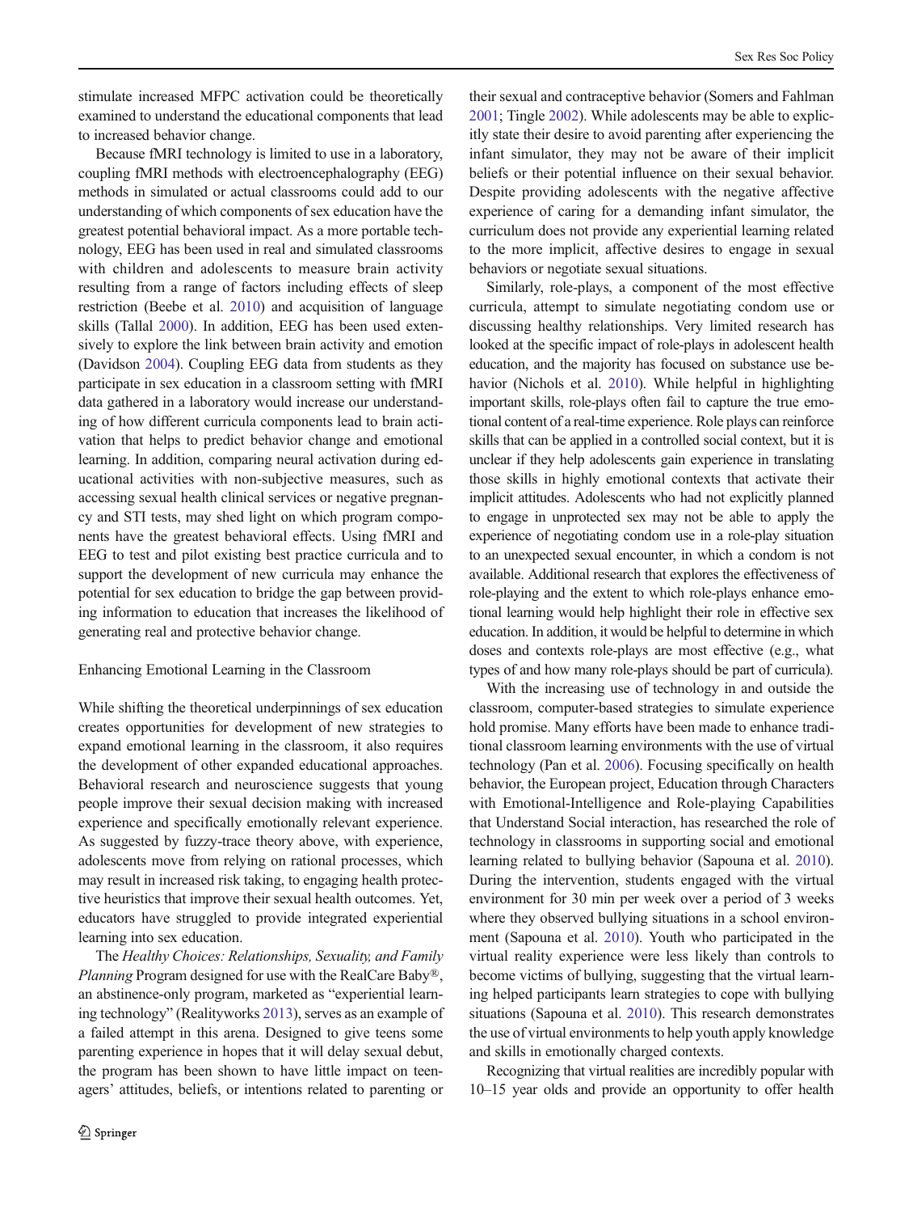stimulate increased MFPC activation could be theoretically examined to understand the educational components that lead to increased behavior change.

Because fMRI technology is limited to use in a laboratory, coupling fMRI methods with electroencephalography (EEG) methods in simulated or actual classrooms could add to our understanding of which components of sex education have the greatest potential behavioral impact. As a more portable technology, EEG has been used in real and simulated classrooms with children and adolescents to measure brain activity resulting from a range of factors including effects of sleep restriction (Beebe et al. 2010) and acquisition of language skills (Tallal 2000). In addition, EEG has been used extensively to explore the link between brain activity and emotion (Davidson 2004). Coupling EEG data from students as they participate in sex education in a classroom setting with fMRI data gathered in a laboratory would increase our understanding of how different curricula components lead to brain activation that helps to predict behavior change and emotional learning. In addition, comparing neural activation during educational activities with non-subjective measures, such as accessing sexual health clinical services or negative pregnancy and STI tests, may shed light on which program components have the greatest behavioral effects. Using fMRI and EEG to test and pilot existing best practice curricula and to support the development of new curricula may enhance the potential for sex education to bridge the gap between providing information to education that increases the likelihood of generating real and protective behavior change.

### Enhancing Emotional Learning in the Classroom

While shifting the theoretical underpinnings of sex education creates opportunities for development of new strategies to expand emotional learning in the classroom, it also requires the development of other expanded educational approaches. Behavioral research and neuroscience suggests that young people improve their sexual decision making with increased experience and specifically emotionally relevant experience. As suggested by fuzzy-trace theory above, with experience, adolescents move from relying on rational processes, which may result in increased risk taking, to engaging health protective heuristics that improve their sexual health outcomes. Yet, educators have struggled to provide integrated experiential learning into sex education.

The *Healthy Choices: Relationships, Sexuality, and Family Planning* Program designed for use with the RealCare Baby®, an abstinence-only program, marketed as "experiential learning technology" (Realityworks 2013), serves as an example of a failed attempt in this arena. Designed to give teens some parenting experience in hopes that it will delay sexual debut, the program has been shown to have little impact on teenagers' attitudes, beliefs, or intentions related to parenting or their sexual and contraceptive behavior (Somers and Fahlman 2001; Tingle 2002). While adolescents may be able to explicitly state their desire to avoid parenting after experiencing the infant simulator, they may not be aware of their implicit beliefs or their potential influence on their sexual behavior. Despite providing adolescents with the negative affective experience of caring for a demanding infant simulator, the curriculum does not provide any experiential learning related to the more implicit, affective desires to engage in sexual behaviors or negotiate sexual situations.

Similarly, role-plays, a component of the most effective curricula, attempt to simulate negotiating condom use or discussing healthy relationships. Very limited research has looked at the specific impact of role-plays in adolescent health education, and the majority has focused on substance use behavior (Nichols et al. 2010). While helpful in highlighting important skills, role-plays often fail to capture the true emotional content of a real-time experience. Role plays can reinforce skills that can be applied in a controlled social context, but it is unclear if they help adolescents gain experience in translating those skills in highly emotional contexts that activate their implicit attitudes. Adolescents who had not explicitly planned to engage in unprotected sex may not be able to apply the experience of negotiating condom use in a role-play situation to an unexpected sexual encounter, in which a condom is not available. Additional research that explores the effectiveness of role-playing and the extent to which role-plays enhance emotional learning would help highlight their role in effective sex education. In addition, it would be helpful to determine in which doses and contexts role-plays are most effective (e.g., what types of and how many role-plays should be part of curricula).

With the increasing use of technology in and outside the classroom, computer-based strategies to simulate experience hold promise. Many efforts have been made to enhance traditional classroom learning environments with the use of virtual technology (Pan et al. 2006). Focusing specifically on health behavior, the European project, Education through Characters with Emotional-Intelligence and Role-playing Capabilities that Understand Social interaction, has researched the role of technology in classrooms in supporting social and emotional learning related to bullying behavior (Sapouna et al. 2010). During the intervention, students engaged with the virtual environment for 30 min per week over a period of 3 weeks where they observed bullying situations in a school environment (Sapouna et al. 2010). Youth who participated in the virtual reality experience were less likely than controls to become victims of bullying, suggesting that the virtual learning helped participants learn strategies to cope with bullying situations (Sapouna et al. 2010). This research demonstrates the use of virtual environments to help youth apply knowledge and skills in emotionally charged contexts.

Recognizing that virtual realities are incredibly popular with 10–15 year olds and provide an opportunity to offer health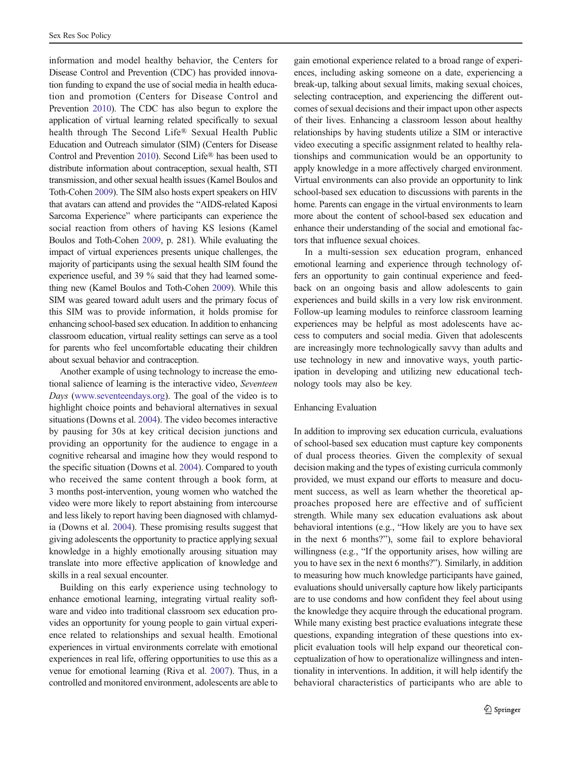information and model healthy behavior, the Centers for Disease Control and Prevention (CDC) has provided innovation funding to expand the use of social media in health education and promotion (Centers for Disease Control and Prevention 2010). The CDC has also begun to explore the application of virtual learning related specifically to sexual health through The Second Life® Sexual Health Public Education and Outreach simulator (SIM) (Centers for Disease Control and Prevention 2010). Second Life® has been used to distribute information about contraception, sexual health, STI transmission, and other sexual health issues (Kamel Boulos and Toth-Cohen 2009). The SIM also hosts expert speakers on HIV that avatars can attend and provides the "AIDS-related Kaposi Sarcoma Experience" where participants can experience the social reaction from others of having KS lesions (Kamel Boulos and Toth-Cohen 2009, p. 281). While evaluating the impact of virtual experiences presents unique challenges, the majority of participants using the sexual health SIM found the experience useful, and 39 % said that they had learned something new (Kamel Boulos and Toth-Cohen 2009). While this SIM was geared toward adult users and the primary focus of this SIM was to provide information, it holds promise for enhancing school-based sex education. In addition to enhancing classroom education, virtual reality settings can serve as a tool for parents who feel uncomfortable educating their children about sexual behavior and contraception.

Another example of using technology to increase the emotional salience of learning is the interactive video, *Seventeen Days* (www.seventeendays.org). The goal of the video is to highlight choice points and behavioral alternatives in sexual situations (Downs et al. 2004). The video becomes interactive by pausing for 30s at key critical decision junctions and providing an opportunity for the audience to engage in a cognitive rehearsal and imagine how they would respond to the specific situation (Downs et al. 2004). Compared to youth who received the same content through a book form, at 3 months post-intervention, young women who watched the video were more likely to report abstaining from intercourse and less likely to report having been diagnosed with chlamydia (Downs et al. 2004). These promising results suggest that giving adolescents the opportunity to practice applying sexual knowledge in a highly emotionally arousing situation may translate into more effective application of knowledge and skills in a real sexual encounter.

Building on this early experience using technology to enhance emotional learning, integrating virtual reality software and video into traditional classroom sex education provides an opportunity for young people to gain virtual experience related to relationships and sexual health. Emotional experiences in virtual environments correlate with emotional experiences in real life, offering opportunities to use this as a venue for emotional learning (Riva et al. 2007). Thus, in a controlled and monitored environment, adolescents are able to gain emotional experience related to a broad range of experiences, including asking someone on a date, experiencing a break-up, talking about sexual limits, making sexual choices, selecting contraception, and experiencing the different outcomes of sexual decisions and their impact upon other aspects of their lives. Enhancing a classroom lesson about healthy relationships by having students utilize a SIM or interactive video executing a specific assignment related to healthy relationships and communication would be an opportunity to apply knowledge in a more affectively charged environment. Virtual environments can also provide an opportunity to link school-based sex education to discussions with parents in the home. Parents can engage in the virtual environments to learn more about the content of school-based sex education and enhance their understanding of the social and emotional factors that influence sexual choices.

In a multi-session sex education program, enhanced emotional learning and experience through technology offers an opportunity to gain continual experience and feedback on an ongoing basis and allow adolescents to gain experiences and build skills in a very low risk environment. Follow-up learning modules to reinforce classroom learning experiences may be helpful as most adolescents have access to computers and social media. Given that adolescents are increasingly more technologically savvy than adults and use technology in new and innovative ways, youth participation in developing and utilizing new educational technology tools may also be key.

### Enhancing Evaluation

In addition to improving sex education curricula, evaluations of school-based sex education must capture key components of dual process theories. Given the complexity of sexual decision making and the types of existing curricula commonly provided, we must expand our efforts to measure and document success, as well as learn whether the theoretical approaches proposed here are effective and of sufficient strength. While many sex education evaluations ask about behavioral intentions (e.g., "How likely are you to have sex in the next 6 months?"), some fail to explore behavioral willingness (e.g., "If the opportunity arises, how willing are you to have sex in the next 6 months?"). Similarly, in addition to measuring how much knowledge participants have gained, evaluations should universally capture how likely participants are to use condoms and how confident they feel about using the knowledge they acquire through the educational program. While many existing best practice evaluations integrate these questions, expanding integration of these questions into explicit evaluation tools will help expand our theoretical conceptualization of how to operationalize willingness and intentionality in interventions. In addition, it will help identify the behavioral characteristics of participants who are able to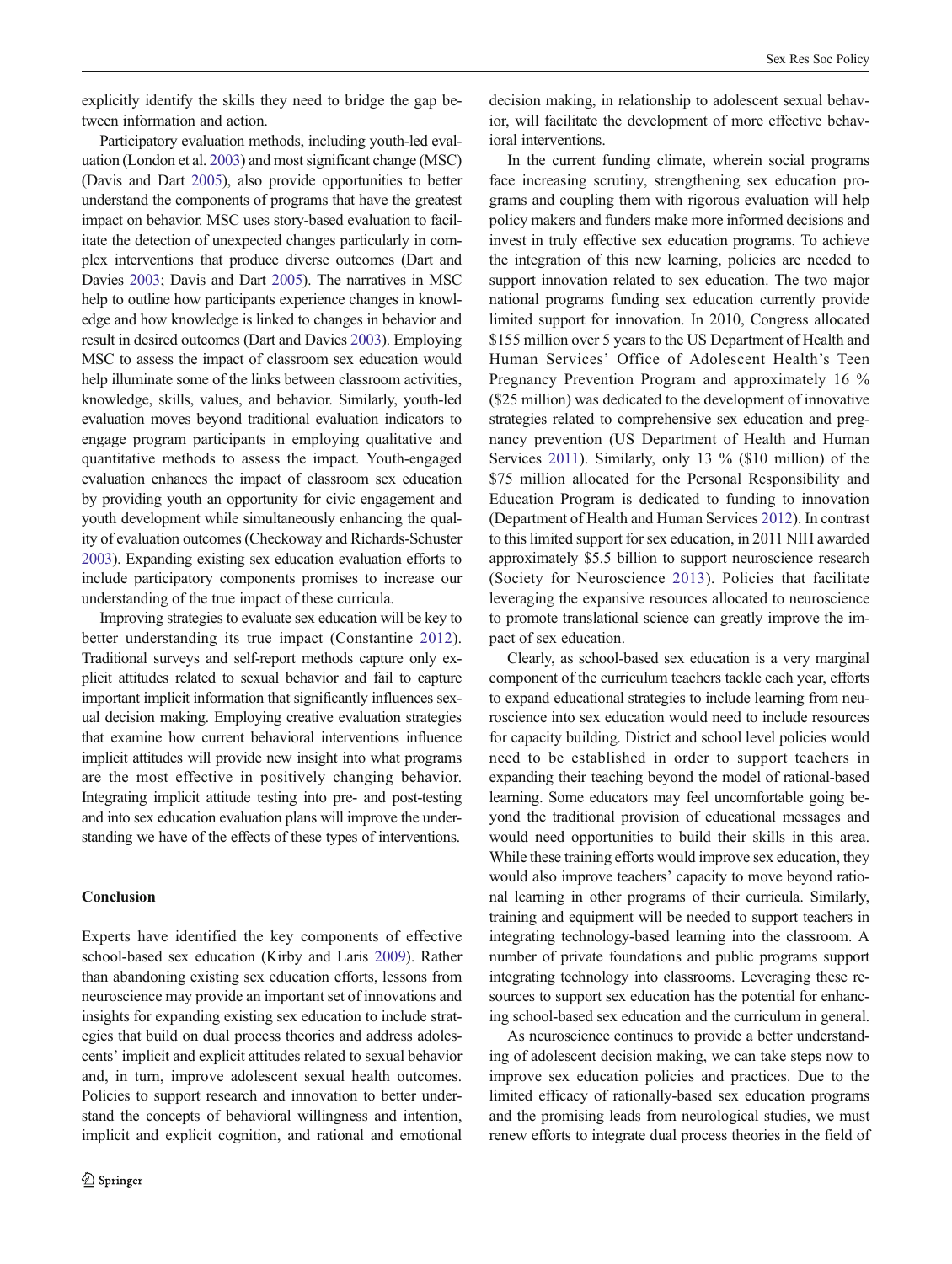explicitly identify the skills they need to bridge the gap between information and action.

Participatory evaluation methods, including youth-led evaluation (London et al. 2003) and most significant change (MSC) (Davis and Dart 2005), also provide opportunities to better understand the components of programs that have the greatest impact on behavior. MSC uses story-based evaluation to facilitate the detection of unexpected changes particularly in complex interventions that produce diverse outcomes (Dart and Davies 2003; Davis and Dart 2005). The narratives in MSC help to outline how participants experience changes in knowledge and how knowledge is linked to changes in behavior and result in desired outcomes (Dart and Davies 2003). Employing MSC to assess the impact of classroom sex education would help illuminate some of the links between classroom activities, knowledge, skills, values, and behavior. Similarly, youth-led evaluation moves beyond traditional evaluation indicators to engage program participants in employing qualitative and quantitative methods to assess the impact. Youth-engaged evaluation enhances the impact of classroom sex education by providing youth an opportunity for civic engagement and youth development while simultaneously enhancing the quality of evaluation outcomes (Checkoway and Richards-Schuster 2003). Expanding existing sex education evaluation efforts to include participatory components promises to increase our understanding of the true impact of these curricula.

Improving strategies to evaluate sex education will be key to better understanding its true impact (Constantine 2012). Traditional surveys and self-report methods capture only explicit attitudes related to sexual behavior and fail to capture important implicit information that significantly influences sexual decision making. Employing creative evaluation strategies that examine how current behavioral interventions influence implicit attitudes will provide new insight into what programs are the most effective in positively changing behavior. Integrating implicit attitude testing into pre- and post-testing and into sex education evaluation plans will improve the understanding we have of the effects of these types of interventions.

## Conclusion

Experts have identified the key components of effective school-based sex education (Kirby and Laris 2009). Rather than abandoning existing sex education efforts, lessons from neuroscience may provide an important set of innovations and insights for expanding existing sex education to include strategies that build on dual process theories and address adolescents' implicit and explicit attitudes related to sexual behavior and, in turn, improve adolescent sexual health outcomes. Policies to support research and innovation to better understand the concepts of behavioral willingness and intention, implicit and explicit cognition, and rational and emotional decision making, in relationship to adolescent sexual behavior, will facilitate the development of more effective behavioral interventions.

In the current funding climate, wherein social programs face increasing scrutiny, strengthening sex education programs and coupling them with rigorous evaluation will help policy makers and funders make more informed decisions and invest in truly effective sex education programs. To achieve the integration of this new learning, policies are needed to support innovation related to sex education. The two major national programs funding sex education currently provide limited support for innovation. In 2010, Congress allocated \$155 million over 5 years to the US Department of Health and Human Services' Office of Adolescent Health's Teen Pregnancy Prevention Program and approximately 16 % (\$25 million) was dedicated to the development of innovative strategies related to comprehensive sex education and pregnancy prevention (US Department of Health and Human Services 2011). Similarly, only 13 % (\$10 million) of the \$75 million allocated for the Personal Responsibility and Education Program is dedicated to funding to innovation (Department of Health and Human Services 2012). In contrast to this limited support for sex education, in 2011 NIH awarded approximately \$5.5 billion to support neuroscience research (Society for Neuroscience 2013). Policies that facilitate leveraging the expansive resources allocated to neuroscience to promote translational science can greatly improve the impact of sex education.

Clearly, as school-based sex education is a very marginal component of the curriculum teachers tackle each year, efforts to expand educational strategies to include learning from neuroscience into sex education would need to include resources for capacity building. District and school level policies would need to be established in order to support teachers in expanding their teaching beyond the model of rational-based learning. Some educators may feel uncomfortable going beyond the traditional provision of educational messages and would need opportunities to build their skills in this area. While these training efforts would improve sex education, they would also improve teachers' capacity to move beyond rational learning in other programs of their curricula. Similarly, training and equipment will be needed to support teachers in integrating technology-based learning into the classroom. A number of private foundations and public programs support integrating technology into classrooms. Leveraging these resources to support sex education has the potential for enhancing school-based sex education and the curriculum in general.

As neuroscience continues to provide a better understanding of adolescent decision making, we can take steps now to improve sex education policies and practices. Due to the limited efficacy of rationally-based sex education programs and the promising leads from neurological studies, we must renew efforts to integrate dual process theories in the field of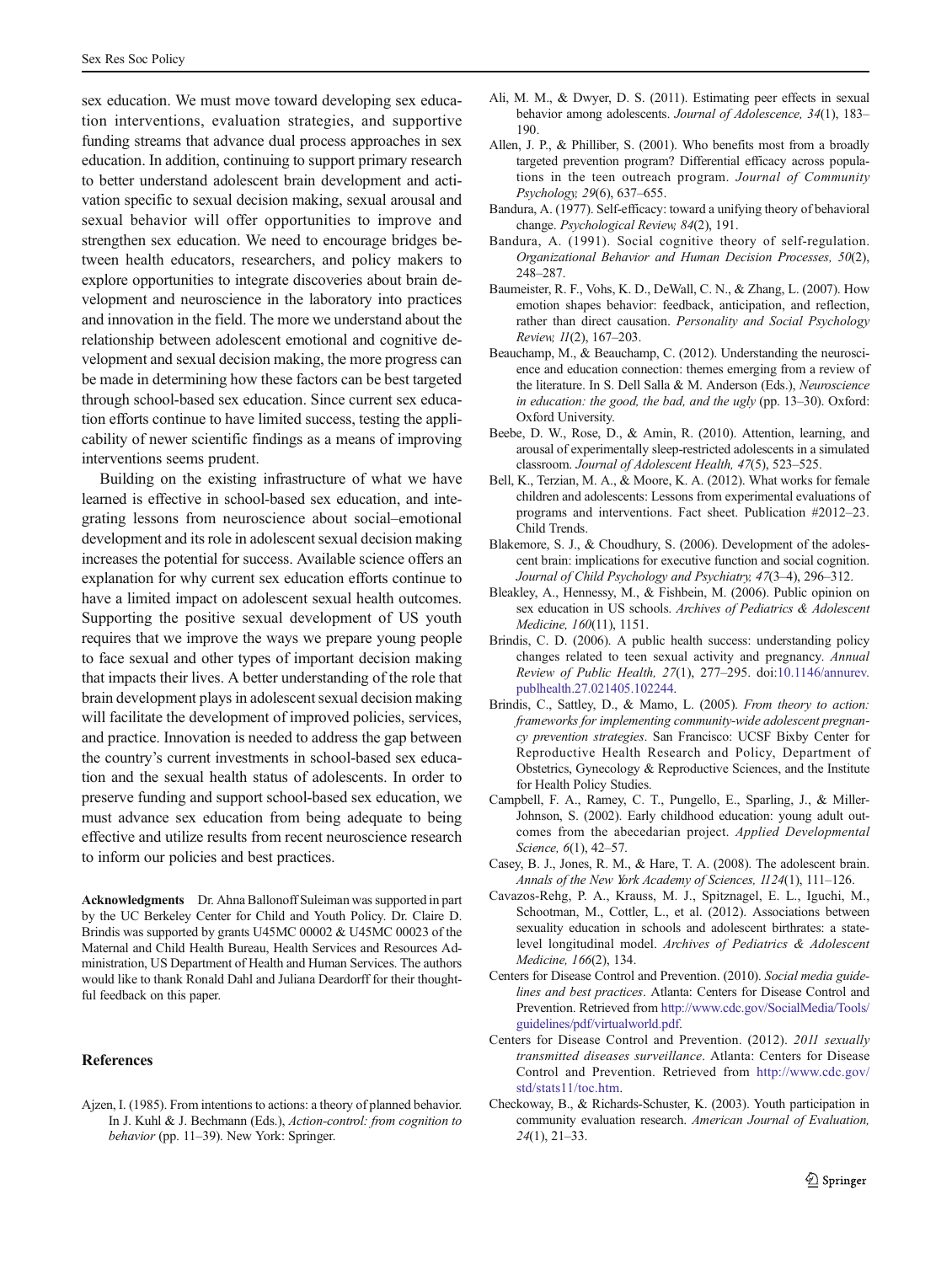sex education. We must move toward developing sex education interventions, evaluation strategies, and supportive funding streams that advance dual process approaches in sex education. In addition, continuing to support primary research to better understand adolescent brain development and activation specific to sexual decision making, sexual arousal and sexual behavior will offer opportunities to improve and strengthen sex education. We need to encourage bridges between health educators, researchers, and policy makers to explore opportunities to integrate discoveries about brain development and neuroscience in the laboratory into practices and innovation in the field. The more we understand about the relationship between adolescent emotional and cognitive development and sexual decision making, the more progress can be made in determining how these factors can be best targeted through school-based sex education. Since current sex education efforts continue to have limited success, testing the applicability of newer scientific findings as a means of improving interventions seems prudent.

Building on the existing infrastructure of what we have learned is effective in school-based sex education, and integrating lessons from neuroscience about social–emotional development and its role in adolescent sexual decision making increases the potential for success. Available science offers an explanation for why current sex education efforts continue to have a limited impact on adolescent sexual health outcomes. Supporting the positive sexual development of US youth requires that we improve the ways we prepare young people to face sexual and other types of important decision making that impacts their lives. A better understanding of the role that brain development plays in adolescent sexual decision making will facilitate the development of improved policies, services, and practice. Innovation is needed to address the gap between the country's current investments in school-based sex education and the sexual health status of adolescents. In order to preserve funding and support school-based sex education, we must advance sex education from being adequate to being effective and utilize results from recent neuroscience research to inform our policies and best practices.

**Acknowledgments** Dr. Ahna Ballonoff Suleiman was supported in part by the UC Berkeley Center for Child and Youth Policy. Dr. Claire D. Brindis was supported by grants U45MC 00002 & U45MC 00023 of the Maternal and Child Health Bureau, Health Services and Resources Administration, US Department of Health and Human Services. The authors would like to thank Ronald Dahl and Juliana Deardorff for their thoughtful feedback on this paper.

## References

Ajzen, I. (1985). From intentions to actions: a theory of planned behavior. In J. Kuhl & J. Bechmann (Eds.), *Action-control: from cognition to behavior* (pp. 11–39). New York: Springer.

Ali, M. M., & Dwyer, D. S. (2011). Estimating peer effects in sexual behavior among adolescents. *Journal of Adolescence, 34*(1), 183–190.

Allen, J. P., & Philliber, S. (2001). Who benefits most from a broadly targeted prevention program? Differential efficacy across populations in the teen outreach program. *Journal of Community Psychology, 29*(6), 637–655.

Bandura, A. (1977). Self-efficacy: toward a unifying theory of behavioral change. *Psychological Review, 84*(2), 191.

Bandura, A. (1991). Social cognitive theory of self-regulation. *Organizational Behavior and Human Decision Processes, 50*(2), 248–287.

Baumeister, R. F., Vohs, K. D., DeWall, C. N., & Zhang, L. (2007). How emotion shapes behavior: feedback, anticipation, and reflection, rather than direct causation. *Personality and Social Psychology Review, 11*(2), 167–203.

Beauchamp, M., & Beauchamp, C. (2012). Understanding the neuroscience and education connection: themes emerging from a review of the literature. In S. Dell Salla & M. Anderson (Eds.), *Neuroscience in education: the good, the bad, and the ugly* (pp. 13–30). Oxford: Oxford University.

Beebe, D. W., Rose, D., & Amin, R. (2010). Attention, learning, and arousal of experimentally sleep-restricted adolescents in a simulated classroom. *Journal of Adolescent Health, 47*(5), 523–525.

Bell, K., Terzian, M. A., & Moore, K. A. (2012). What works for female children and adolescents: Lessons from experimental evaluations of programs and interventions. Fact sheet. Publication #2012–23. Child Trends.

Blakemore, S. J., & Choudhury, S. (2006). Development of the adolescent brain: implications for executive function and social cognition. *Journal of Child Psychology and Psychiatry, 47*(3–4), 296–312.

Bleakley, A., Hennessy, M., & Fishbein, M. (2006). Public opinion on sex education in US schools. *Archives of Pediatrics & Adolescent Medicine, 160*(11), 1151.

Brindis, C. D. (2006). A public health success: understanding policy changes related to teen sexual activity and pregnancy. *Annual Review of Public Health, 27*(1), 277–295. doi:10.1146/annurev.publhealth.27.021405.102244.

Brindis, C., Sattley, D., & Mamo, L. (2005). *From theory to action: frameworks for implementing community-wide adolescent pregnancy prevention strategies*. San Francisco: UCSF Bixby Center for Reproductive Health Research and Policy, Department of Obstetrics, Gynecology & Reproductive Sciences, and the Institute for Health Policy Studies.

Campbell, F. A., Ramey, C. T., Pungello, E., Sparling, J., & Miller-Johnson, S. (2002). Early childhood education: young adult outcomes from the abecedarian project. *Applied Developmental Science, 6*(1), 42–57.

Casey, B. J., Jones, R. M., & Hare, T. A. (2008). The adolescent brain. *Annals of the New York Academy of Sciences, 1124*(1), 111–126.

Cavazos-Rehg, P. A., Krauss, M. J., Spitznagel, E. L., Iguchi, M., Schootman, M., Cottler, L., et al. (2012). Associations between sexuality education in schools and adolescent birthrates: a state-level longitudinal model. *Archives of Pediatrics & Adolescent Medicine, 166*(2), 134.

Centers for Disease Control and Prevention. (2010). *Social media guidelines and best practices*. Atlanta: Centers for Disease Control and Prevention. Retrieved from http://www.cdc.gov/SocialMedia/Tools/guidelines/pdf/virtualworld.pdf.

Centers for Disease Control and Prevention. (2012). *2011 sexually transmitted diseases surveillance*. Atlanta: Centers for Disease Control and Prevention. Retrieved from http://www.cdc.gov/std/stats11/toc.htm.

Checkoway, B., & Richards-Schuster, K. (2003). Youth participation in community evaluation research. *American Journal of Evaluation, 24*(1), 21–33.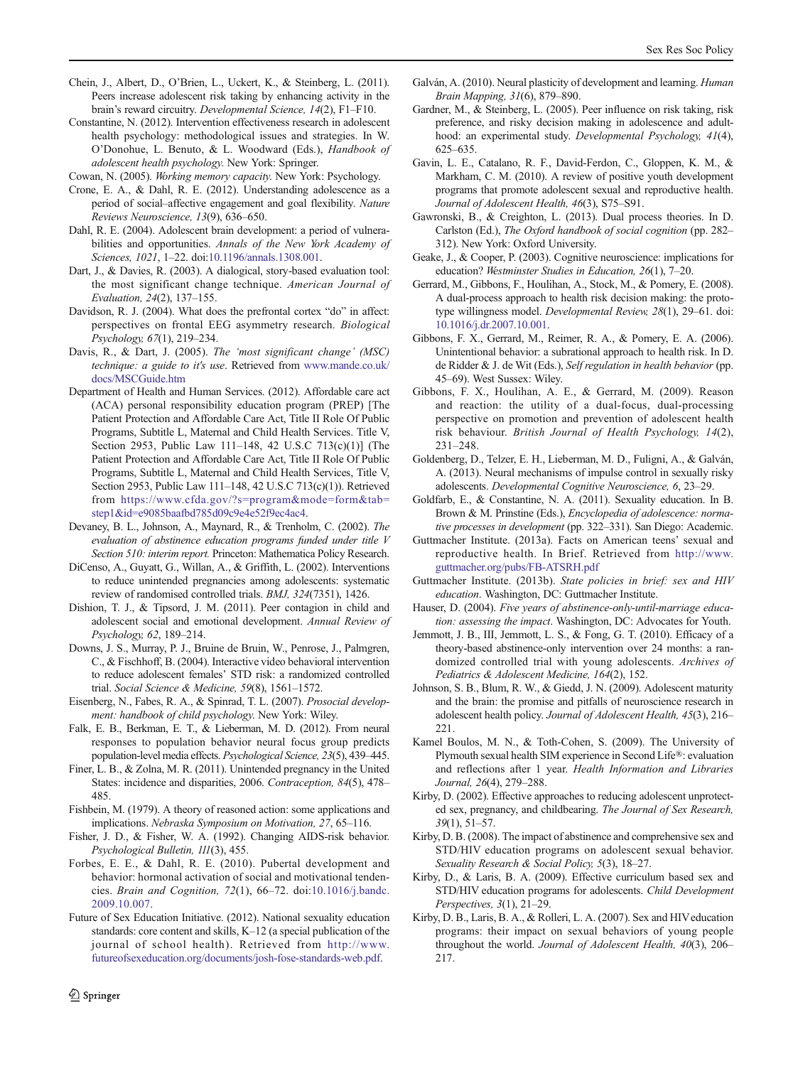Chein, J., Albert, D., O'Brien, L., Uckert, K., & Steinberg, L. (2011). Peers increase adolescent risk taking by enhancing activity in the brain's reward circuitry. *Developmental Science, 14*(2), F1–F10.

Constantine, N. (2012). Intervention effectiveness research in adolescent health psychology: methodological issues and strategies. In W. O'Donohue, L. Benuto, & L. Woodward (Eds.), *Handbook of adolescent health psychology*. New York: Springer.

Cowan, N. (2005). *Working memory capacity*. New York: Psychology.

Crone, E. A., & Dahl, R. E. (2012). Understanding adolescence as a period of social–affective engagement and goal flexibility. *Nature Reviews Neuroscience, 13*(9), 636–650.

Dahl, R. E. (2004). Adolescent brain development: a period of vulnerabilities and opportunities. *Annals of the New York Academy of Sciences, 1021*, 1–22. doi:10.1196/annals.1308.001.

Dart, J., & Davies, R. (2003). A dialogical, story-based evaluation tool: the most significant change technique. *American Journal of Evaluation, 24*(2), 137–155.

Davidson, R. J. (2004). What does the prefrontal cortex "do" in affect: perspectives on frontal EEG asymmetry research. *Biological Psychology, 67*(1), 219–234.

Davis, R., & Dart, J. (2005). *The 'most significant change' (MSC) technique: a guide to it's use*. Retrieved from www.mande.co.uk/docs/MSCGuide.htm

Department of Health and Human Services. (2012). Affordable care act (ACA) personal responsibility education program (PREP) [The Patient Protection and Affordable Care Act, Title II Role Of Public Programs, Subtitle L, Maternal and Child Health Services. Title V, Section 2953, Public Law 111–148, 42 U.S.C 713(c)(1)] (The Patient Protection and Affordable Care Act, Title II Role Of Public Programs, Subtitle L, Maternal and Child Health Services. Title V, Section 2953, Public Law 111–148, 42 U.S.C 713(c)(1)). Retrieved from https://www.cfda.gov/?s=program&mode=form&tab=step1&id=e9085baafbd785d09c9e4e52f9ec4ac4.

Devaney, B. L., Johnson, A., Maynard, R., & Trenholm, C. (2002). *The evaluation of abstinence education programs funded under title V Section 510: interim report*. Princeton: Mathematica Policy Research.

DiCenso, A., Guyatt, G., Willan, A., & Griffith, L. (2002). Interventions to reduce unintended pregnancies among adolescents: systematic review of randomised controlled trials. *BMJ, 324*(7351), 1426.

Dishion, T. J., & Tipsord, J. M. (2011). Peer contagion in child and adolescent social and emotional development. *Annual Review of Psychology, 62*, 189–214.

Downs, J. S., Murray, P. J., Bruine de Bruin, W., Penrose, J., Palmgren, C., & Fischhoff, B. (2004). Interactive video behavioral intervention to reduce adolescent females' STD risk: a randomized controlled trial. *Social Science & Medicine, 59*(8), 1561–1572.

Eisenberg, N., Fabes, R. A., & Spinrad, T. L. (2007). *Prosocial development: handbook of child psychology*. New York: Wiley.

Falk, E. B., Berkman, E. T., & Lieberman, M. D. (2012). From neural responses to population behavior neural focus group predicts population-level media effects. *Psychological Science, 23*(5), 439–445.

Finer, L. B., & Zolna, M. R. (2011). Unintended pregnancy in the United States: incidence and disparities, 2006. *Contraception, 84*(5), 478–485.

Fishbein, M. (1979). A theory of reasoned action: some applications and implications. *Nebraska Symposium on Motivation, 27*, 65–116.

Fisher, J. D., & Fisher, W. A. (1992). Changing AIDS-risk behavior. *Psychological Bulletin, 111*(3), 455.

Forbes, E. E., & Dahl, R. E. (2010). Pubertal development and behavior: hormonal activation of social and motivational tendencies. *Brain and Cognition, 72*(1), 66–72. doi:10.1016/j.bandc.2009.10.007.

Future of Sex Education Initiative. (2012). National sexuality education standards: core content and skills, K–12 (a special publication of the journal of school health). Retrieved from http://www.futureofsexeducation.org/documents/josh-fose-standards-web.pdf.

Galván, A. (2010). Neural plasticity of development and learning. *Human Brain Mapping, 31*(6), 879–890.

Gardner, M., & Steinberg, L. (2005). Peer influence on risk taking, risk preference, and risky decision making in adolescence and adulthood: an experimental study. *Developmental Psychology, 41*(4), 625–635.

Gavin, L. E., Catalano, R. F., David-Ferdon, C., Gloppen, K. M., & Markham, C. M. (2010). A review of positive youth development programs that promote adolescent sexual and reproductive health. *Journal of Adolescent Health, 46*(3), S75–S91.

Gawronski, B., & Creighton, L. (2013). Dual process theories. In D. Carlston (Ed.), *The Oxford handbook of social cognition* (pp. 282–312). New York: Oxford University.

Geake, J., & Cooper, P. (2003). Cognitive neuroscience: implications for education? *Westminster Studies in Education, 26*(1), 7–20.

Gerrard, M., Gibbons, F. X., Houlihan, A., Stock, M., & Pomery, E. (2008). A dual-process approach to health risk decision making: the prototype willingness model. *Developmental Review, 28*(1), 29–61. doi:10.1016/j.dr.2007.10.001.

Gibbons, F. X., Gerrard, M., Reimer, R. A., & Pomery, E. A. (2006). Unintentional behavior: a subrational approach to health risk. In D. de Ridder & J. de Wit (Eds.), *Self regulation in health behavior* (pp. 45–69). West Sussex: Wiley.

Gibbons, F. X., Houlihan, A. E., & Gerrard, M. (2009). Reason and reaction: the utility of a dual-focus, dual-processing perspective on promotion and prevention of adolescent health risk behaviour. *British Journal of Health Psychology, 14*(2), 231–248.

Goldenberg, D., Telzer, E. H., Lieberman, M. D., Fuligni, A., & Galván, A. (2013). Neural mechanisms of impulse control in sexually risky adolescents. *Developmental Cognitive Neuroscience, 6*, 23–29.

Goldfarb, E., & Constantine, N. A. (2011). Sexuality education. In B. Brown & M. Prinstine (Eds.), *Encyclopedia of adolescence: normative processes in development* (pp. 322–331). San Diego: Academic.

Guttmacher Institute. (2013a). Facts on American teens' sexual and reproductive health. In Brief. Retrieved from http://www.guttmacher.org/pubs/FB-ATSRH.pdf

Guttmacher Institute. (2013b). *State policies in brief: sex and HIV education*. Washington, DC: Guttmacher Institute.

Hauser, D. (2004). *Five years of abstinence-only-until-marriage education: assessing the impact*. Washington, DC: Advocates for Youth.

Jemmott, J. B., III, Jemmott, L. S., & Fong, G. T. (2010). Efficacy of a theory-based abstinence-only intervention over 24 months: a randomized controlled trial with young adolescents. *Archives of Pediatrics & Adolescent Medicine, 164*(2), 152.

Johnson, S. B., Blum, R. W., & Giedd, J. N. (2009). Adolescent maturity and the brain: the promise and pitfalls of neuroscience research in adolescent health policy. *Journal of Adolescent Health, 45*(3), 216–221.

Kamel Boulos, M. N., & Toth-Cohen, S. (2009). The University of Plymouth sexual health SIM experience in Second Life®: evaluation and reflections after 1 year. *Health Information and Libraries Journal, 26*(4), 279–288.

Kirby, D. (2002). Effective approaches to reducing adolescent unprotected sex, pregnancy, and childbearing. *The Journal of Sex Research, 39*(1), 51–57.

Kirby, D. B. (2008). The impact of abstinence and comprehensive sex and STD/HIV education programs on adolescent sexual behavior. *Sexuality Research & Social Policy, 5*(3), 18–27.

Kirby, D., & Laris, B. A. (2009). Effective curriculum based sex and STD/HIV education programs for adolescents. *Child Development Perspectives, 3*(1), 21–29.

Kirby, D. B., Laris, B. A., & Rolleri, L. A. (2007). Sex and HIV education programs: their impact on sexual behaviors of young people throughout the world. *Journal of Adolescent Health, 40*(3), 206–217.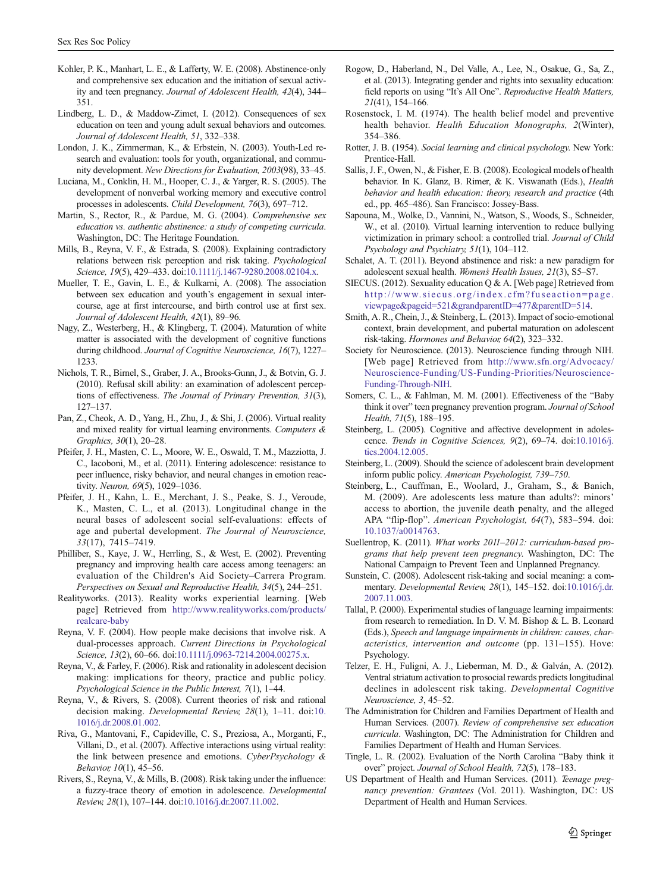Kohler, P. K., Manhart, L. E., & Lafferty, W. E. (2008). Abstinence-only and comprehensive sex education and the initiation of sexual activity and teen pregnancy. *Journal of Adolescent Health, 42*(4), 344–351.

Lindberg, L. D., & Maddow-Zimet, I. (2012). Consequences of sex education on teen and young adult sexual behaviors and outcomes. *Journal of Adolescent Health, 51*, 332–338.

London, J. K., Zimmerman, K., & Erbstein, N. (2003). Youth-Led research and evaluation: tools for youth, organizational, and community development. *New Directions for Evaluation, 2003*(98), 33–45.

Luciana, M., Conklin, H. M., Hooper, C. J., & Yarger, R. S. (2005). The development of nonverbal working memory and executive control processes in adolescents. *Child Development, 76*(3), 697–712.

Martin, S., Rector, R., & Pardue, M. G. (2004). *Comprehensive sex education vs. authentic abstinence: a study of competing curricula*. Washington, DC: The Heritage Foundation.

Mills, B., Reyna, V. F., & Estrada, S. (2008). Explaining contradictory relations between risk perception and risk taking. *Psychological Science, 19*(5), 429–433. doi:10.1111/j.1467-9280.2008.02104.x.

Mueller, T. E., Gavin, L. E., & Kulkarni, A. (2008). The association between sex education and youth's engagement in sexual intercourse, age at first intercourse, and birth control use at first sex. *Journal of Adolescent Health, 42*(1), 89–96.

Nagy, Z., Westerberg, H., & Klingberg, T. (2004). Maturation of white matter is associated with the development of cognitive functions during childhood. *Journal of Cognitive Neuroscience, 16*(7), 1227–1233.

Nichols, T. R., Birnel, S., Graber, J. A., Brooks-Gunn, J., & Botvin, G. J. (2010). Refusal skill ability: an examination of adolescent perceptions of effectiveness. *The Journal of Primary Prevention, 31*(3), 127–137.

Pan, Z., Cheok, A. D., Yang, H., Zhu, J., & Shi, J. (2006). Virtual reality and mixed reality for virtual learning environments. *Computers & Graphics, 30*(1), 20–28.

Pfeifer, J. H., Masten, C. L., Moore, W. E., Oswald, T. M., Mazziotta, J. C., Iacoboni, M., et al. (2011). Entering adolescence: resistance to peer influence, risky behavior, and neural changes in emotion reactivity. *Neuron, 69*(5), 1029–1036.

Pfeifer, J. H., Kahn, L. E., Merchant, J. S., Peake, S. J., Veroude, K., Masten, C. L., et al. (2013). Longitudinal change in the neural bases of adolescent social self-evaluations: effects of age and pubertal development. *The Journal of Neuroscience, 33*(17), 7415–7419.

Philliber, S., Kaye, J. W., Herrling, S., & West, E. (2002). Preventing pregnancy and improving health care access among teenagers: an evaluation of the Children's Aid Society–Carrera Program. *Perspectives on Sexual and Reproductive Health, 34*(5), 244–251.

Realityworks. (2013). Reality works experiential learning. [Web page] Retrieved from http://www.realityworks.com/products/realcare-baby

Reyna, V. F. (2004). How people make decisions that involve risk. A dual-processes approach. *Current Directions in Psychological Science, 13*(2), 60–66. doi:10.1111/j.0963-7214.2004.00275.x.

Reyna, V., & Farley, F. (2006). Risk and rationality in adolescent decision making: implications for theory, practice and public policy. *Psychological Science in the Public Interest, 7*(1), 1–44.

Reyna, V., & Rivers, S. (2008). Current theories of risk and rational decision making. *Developmental Review, 28*(1), 1–11. doi:10.1016/j.dr.2008.01.002.

Riva, G., Mantovani, F., Capideville, C. S., Preziosa, A., Morganti, F., Villani, D., et al. (2007). Affective interactions using virtual reality: the link between presence and emotions. *CyberPsychology & Behavior, 10*(1), 45–56.

Rivers, S., Reyna, V., & Mills, B. (2008). Risk taking under the influence: a fuzzy-trace theory of emotion in adolescence. *Developmental Review, 28*(1), 107–144. doi:10.1016/j.dr.2007.11.002.

Rogow, D., Haberland, N., Del Valle, A., Lee, N., Osakue, G., Sa, Z., et al. (2013). Integrating gender and rights into sexuality education: field reports on using "It's All One". *Reproductive Health Matters, 21*(41), 154–166.

Rosenstock, I. M. (1974). The health belief model and preventive health behavior. *Health Education Monographs, 2*(Winter), 354–386.

Rotter, J. B. (1954). *Social learning and clinical psychology*. New York: Prentice-Hall.

Sallis, J. F., Owen, N., & Fisher, E. B. (2008). Ecological models of health behavior. In K. Glanz, B. Rimer, & K. Viswanath (Eds.), *Health behavior and health education: theory, research and practice* (4th ed., pp. 465–486). San Francisco: Jossey-Bass.

Sapouna, M., Wolke, D., Vannini, N., Watson, S., Woods, S., Schneider, W., et al. (2010). Virtual learning intervention to reduce bullying victimization in primary school: a controlled trial. *Journal of Child Psychology and Psychiatry, 51*(1), 104–112.

Schalet, A. T. (2011). Beyond abstinence and risk: a new paradigm for adolescent sexual health. *Women's Health Issues, 21*(3), S5–S7.

SIECUS. (2012). Sexuality education Q & A. [Web page] Retrieved from http://www.siecus.org/index.cfm?fuseaction=page.viewpage&pageid=521&grandparentID=477&parentID=514.

Smith, A. R., Chein, J., & Steinberg, L. (2013). Impact of socio-emotional context, brain development, and pubertal maturation on adolescent risk-taking. *Hormones and Behavior, 64*(2), 323–332.

Society for Neuroscience. (2013). Neuroscience funding through NIH. [Web page] Retrieved from http://www.sfn.org/Advocacy/Neuroscience-Funding/US-Funding-Priorities/Neuroscience-Funding-Through-NIH.

Somers, C. L., & Fahlman, M. M. (2001). Effectiveness of the "Baby think it over" teen pregnancy prevention program. *Journal of School Health, 71*(5), 188–195.

Steinberg, L. (2005). Cognitive and affective development in adolescence. *Trends in Cognitive Sciences, 9*(2), 69–74. doi:10.1016/j.tics.2004.12.005.

Steinberg, L. (2009). Should the science of adolescent brain development inform public policy. *American Psychologist, 739–750.*

Steinberg, L., Cauffman, E., Woolard, J., Graham, S., & Banich, M. (2009). Are adolescents less mature than adults?: minors' access to abortion, the juvenile death penalty, and the alleged APA "flip-flop". *American Psychologist, 64*(7), 583–594. doi:10.1037/a0014763.

Suellentrop, K. (2011). *What works 2011–2012: curriculum-based programs that help prevent teen pregnancy.* Washington, DC: The National Campaign to Prevent Teen and Unplanned Pregnancy.

Sunstein, C. (2008). Adolescent risk-taking and social meaning: a commentary. *Developmental Review, 28*(1), 145–152. doi:10.1016/j.dr.2007.11.003.

Tallal, P. (2000). Experimental studies of language learning impairments: from research to remediation. In D. V. M. Bishop & L. B. Leonard (Eds.), *Speech and language impairments in children: causes, characteristics, intervention and outcome* (pp. 131–155). Hove: Psychology.

Telzer, E. H., Fuligni, A. J., Lieberman, M. D., & Galván, A. (2012). Ventral striatum activation to prosocial rewards predicts longitudinal declines in adolescent risk taking. *Developmental Cognitive Neuroscience, 3*, 45–52.

The Administration for Children and Families Department of Health and Human Services. (2007). *Review of comprehensive sex education curricula*. Washington, DC: The Administration for Children and Families Department of Health and Human Services.

Tingle, L. R. (2002). Evaluation of the North Carolina "Baby think it over" project. *Journal of School Health, 72*(5), 178–183.

US Department of Health and Human Services. (2011). *Teenage pregnancy prevention: Grantees* (Vol. 2011). Washington, DC: US Department of Health and Human Services.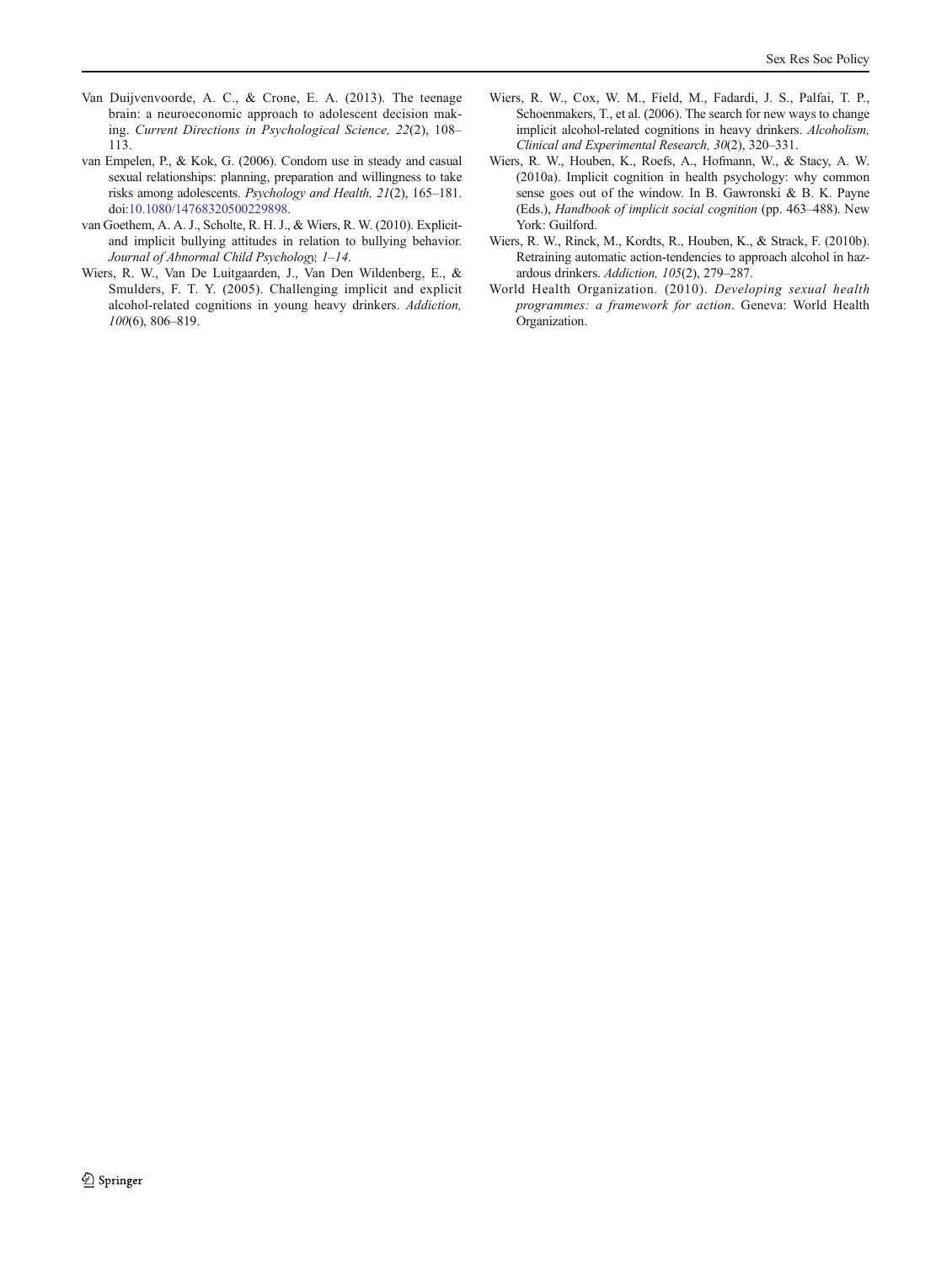Van Duijvenvoorde, A. C., & Crone, E. A. (2013). The teenage brain: a neuroeconomic approach to adolescent decision making. *Current Directions in Psychological Science, 22*(2), 108–113.

van Empelen, P., & Kok, G. (2006). Condom use in steady and casual sexual relationships: planning, preparation and willingness to take risks among adolescents. *Psychology and Health, 21*(2), 165–181. doi:10.1080/14768320500229898.

van Goethem, A. A. J., Scholte, R. H. J., & Wiers, R. W. (2010). Explicit- and implicit bullying attitudes in relation to bullying behavior. *Journal of Abnormal Child Psychology, 1–14*.

Wiers, R. W., Van De Luitgaarden, J., Van Den Wildenberg, E., & Smulders, F. T. Y. (2005). Challenging implicit and explicit alcohol-related cognitions in young heavy drinkers. *Addiction, 100*(6), 806–819.

Wiers, R. W., Cox, W. M., Field, M., Fadardi, J. S., Palfai, T. P., Schoenmakers, T., et al. (2006). The search for new ways to change implicit alcohol-related cognitions in heavy drinkers. *Alcoholism, Clinical and Experimental Research, 30*(2), 320–331.

Wiers, R. W., Houben, K., Roefs, A., Hofmann, W., & Stacy, A. W. (2010a). Implicit cognition in health psychology: why common sense goes out of the window. In B. Gawronski & B. K. Payne (Eds.), *Handbook of implicit social cognition* (pp. 463–488). New York: Guilford.

Wiers, R. W., Rinck, M., Kordts, R., Houben, K., & Strack, F. (2010b). Retraining automatic action-tendencies to approach alcohol in hazardous drinkers. *Addiction, 105*(2), 279–287.

World Health Organization. (2010). *Developing sexual health programmes: a framework for action*. Geneva: World Health Organization.